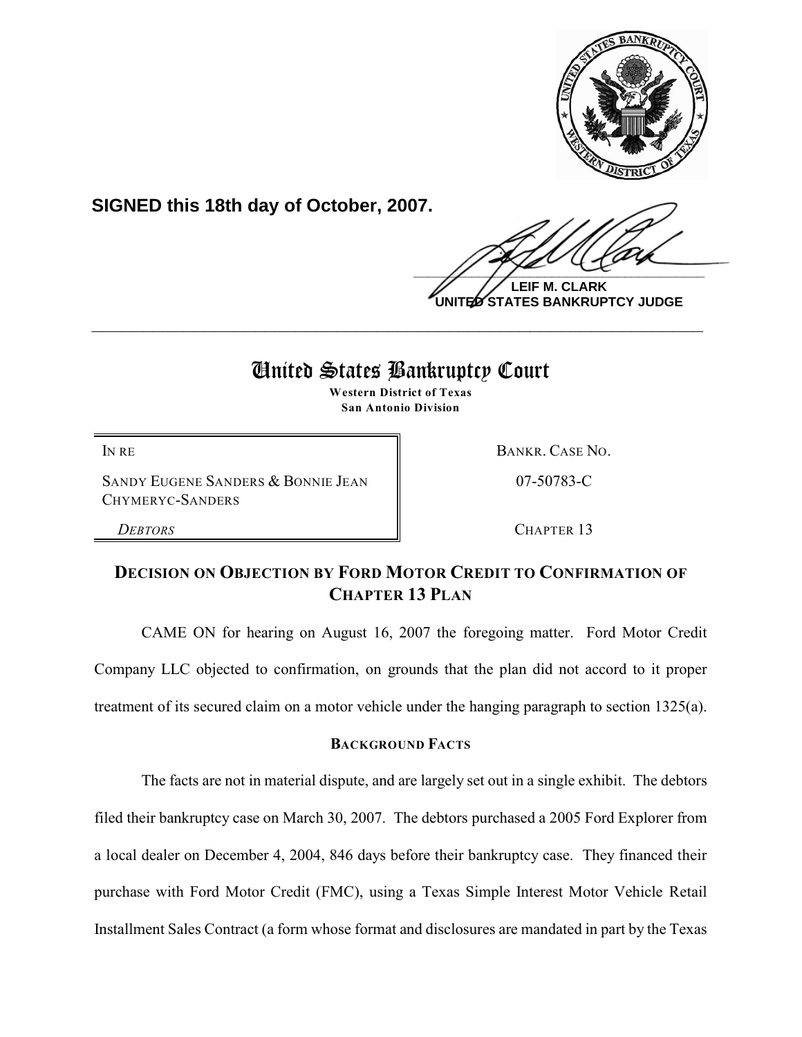**SIGNED this 18th day of October, 2007.**

**LEIF M. CLARK**
**UNITED STATES BANKRUPTCY JOGE**

---

# United States Bankruptcy Court

**Western District of Texas**
**San Antonio Division**

| | |
|---|---|
| IN RE<br><br>SANDY EUGENE SANDERS & BONNIE JEAN CHYMERYC-SANDERS<br><br>*DEBTORS* | BANKR. CASE NO.<br><br>07-50783-C<br><br>CHAPTER 13 |

## DECISION ON OBJECTION BY FORD MOTOR CREDIT TO CONFIRMATION OF CHAPTER 13 PLAN

CAME ON for hearing on August 16, 2007 the foregoing matter. Ford Motor Credit Company LLC objected to confirmation, on grounds that the plan did not accord to it proper treatment of its secured claim on a motor vehicle under the hanging paragraph to section 1325(a).

### BACKGROUND FACTS

The facts are not in material dispute, and are largely set out in a single exhibit. The debtors filed their bankruptcy case on March 30, 2007. The debtors purchased a 2005 Ford Explorer from a local dealer on December 4, 2004, 846 days before their bankruptcy case. They financed their purchase with Ford Motor Credit (FMC), using a Texas Simple Interest Motor Vehicle Retail Installment Sales Contract (a form whose format and disclosures are mandated in part by the Texas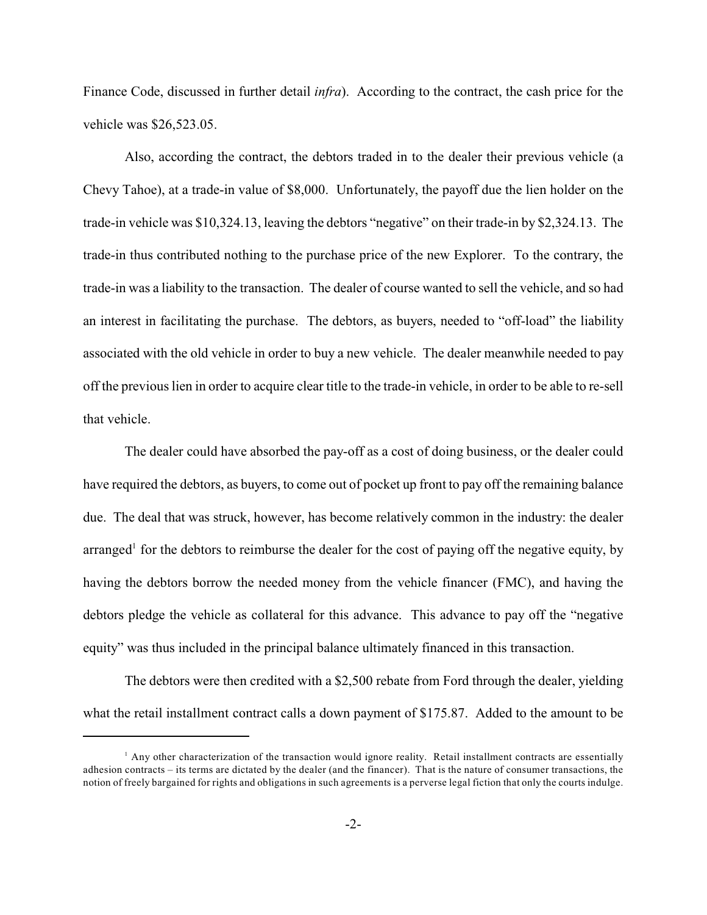Finance Code, discussed in further detail *infra*). According to the contract, the cash price for the vehicle was $26,523.05.

Also, according the contract, the debtors traded in to the dealer their previous vehicle (a Chevy Tahoe), at a trade-in value of $8,000. Unfortunately, the payoff due the lien holder on the trade-in vehicle was $10,324.13, leaving the debtors "negative" on their trade-in by $2,324.13. The trade-in thus contributed nothing to the purchase price of the new Explorer. To the contrary, the trade-in was a liability to the transaction. The dealer of course wanted to sell the vehicle, and so had an interest in facilitating the purchase. The debtors, as buyers, needed to "off-load" the liability associated with the old vehicle in order to buy a new vehicle. The dealer meanwhile needed to pay off the previous lien in order to acquire clear title to the trade-in vehicle, in order to be able to re-sell that vehicle.

The dealer could have absorbed the pay-off as a cost of doing business, or the dealer could have required the debtors, as buyers, to come out of pocket up front to pay off the remaining balance due. The deal that was struck, however, has become relatively common in the industry: the dealer arranged[1] for the debtors to reimburse the dealer for the cost of paying off the negative equity, by having the debtors borrow the needed money from the vehicle financer (FMC), and having the debtors pledge the vehicle as collateral for this advance. This advance to pay off the "negative equity" was thus included in the principal balance ultimately financed in this transaction.

The debtors were then credited with a $2,500 rebate from Ford through the dealer, yielding what the retail installment contract calls a down payment of $175.87. Added to the amount to be

[1] Any other characterization of the transaction would ignore reality. Retail installment contracts are essentially adhesion contracts – its terms are dictated by the dealer (and the financer). That is the nature of consumer transactions, the notion of freely bargained for rights and obligations in such agreements is a perverse legal fiction that only the courts indulge.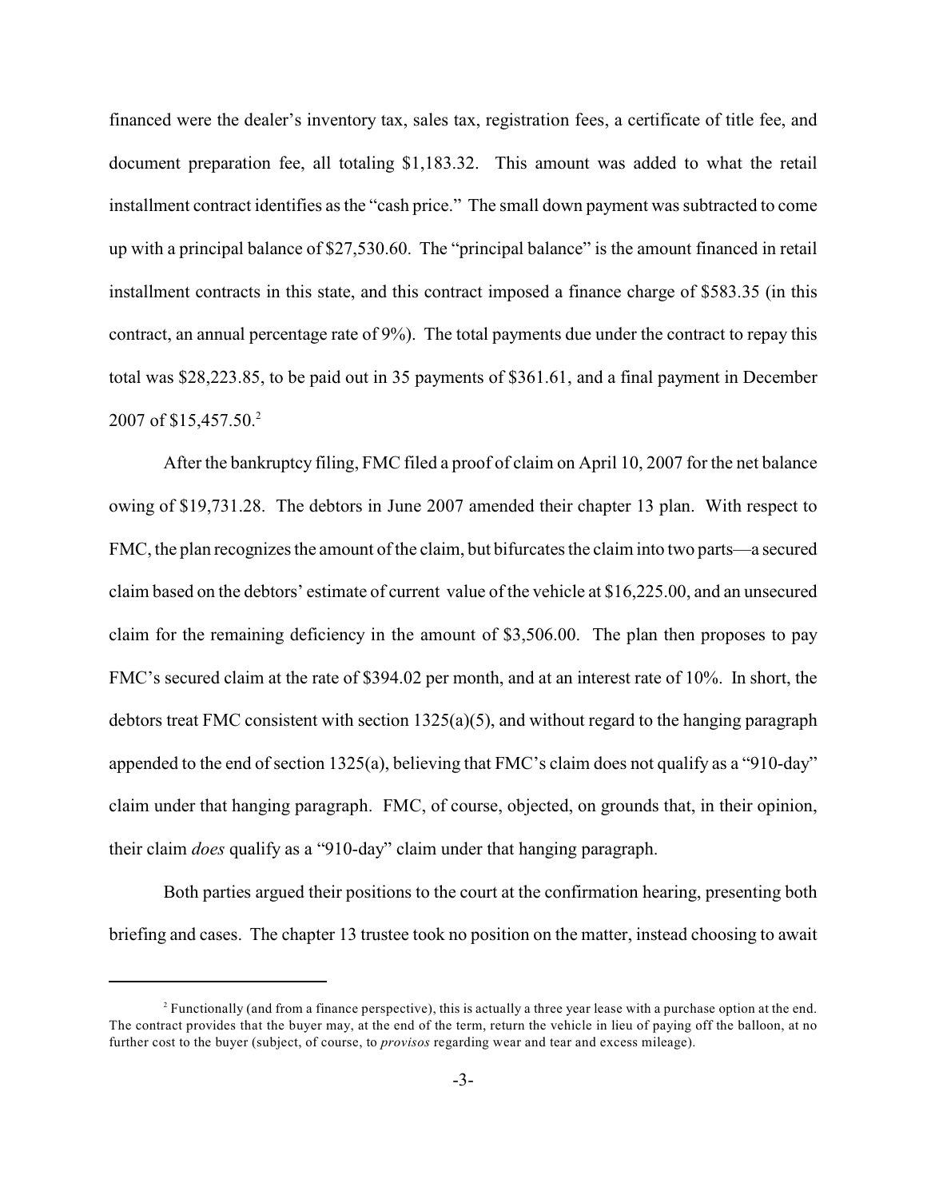financed were the dealer's inventory tax, sales tax, registration fees, a certificate of title fee, and document preparation fee, all totaling $1,183.32. This amount was added to what the retail installment contract identifies as the "cash price." The small down payment was subtracted to come up with a principal balance of $27,530.60. The "principal balance" is the amount financed in retail installment contracts in this state, and this contract imposed a finance charge of $583.35 (in this contract, an annual percentage rate of 9%). The total payments due under the contract to repay this total was $28,223.85, to be paid out in 35 payments of $361.61, and a final payment in December 2007 of $15,457.50.[2]

After the bankruptcy filing, FMC filed a proof of claim on April 10, 2007 for the net balance owing of $19,731.28. The debtors in June 2007 amended their chapter 13 plan. With respect to FMC, the plan recognizes the amount of the claim, but bifurcates the claim into two parts—a secured claim based on the debtors' estimate of current value of the vehicle at $16,225.00, and an unsecured claim for the remaining deficiency in the amount of $3,506.00. The plan then proposes to pay FMC's secured claim at the rate of $394.02 per month, and at an interest rate of 10%. In short, the debtors treat FMC consistent with section 1325(a)(5), and without regard to the hanging paragraph appended to the end of section 1325(a), believing that FMC's claim does not qualify as a "910-day" claim under that hanging paragraph. FMC, of course, objected, on grounds that, in their opinion, their claim *does* qualify as a "910-day" claim under that hanging paragraph.

Both parties argued their positions to the court at the confirmation hearing, presenting both briefing and cases. The chapter 13 trustee took no position on the matter, instead choosing to await

---

[2] Functionally (and from a finance perspective), this is actually a three year lease with a purchase option at the end. The contract provides that the buyer may, at the end of the term, return the vehicle in lieu of paying off the balloon, at no further cost to the buyer (subject, of course, to *provisos* regarding wear and tear and excess mileage).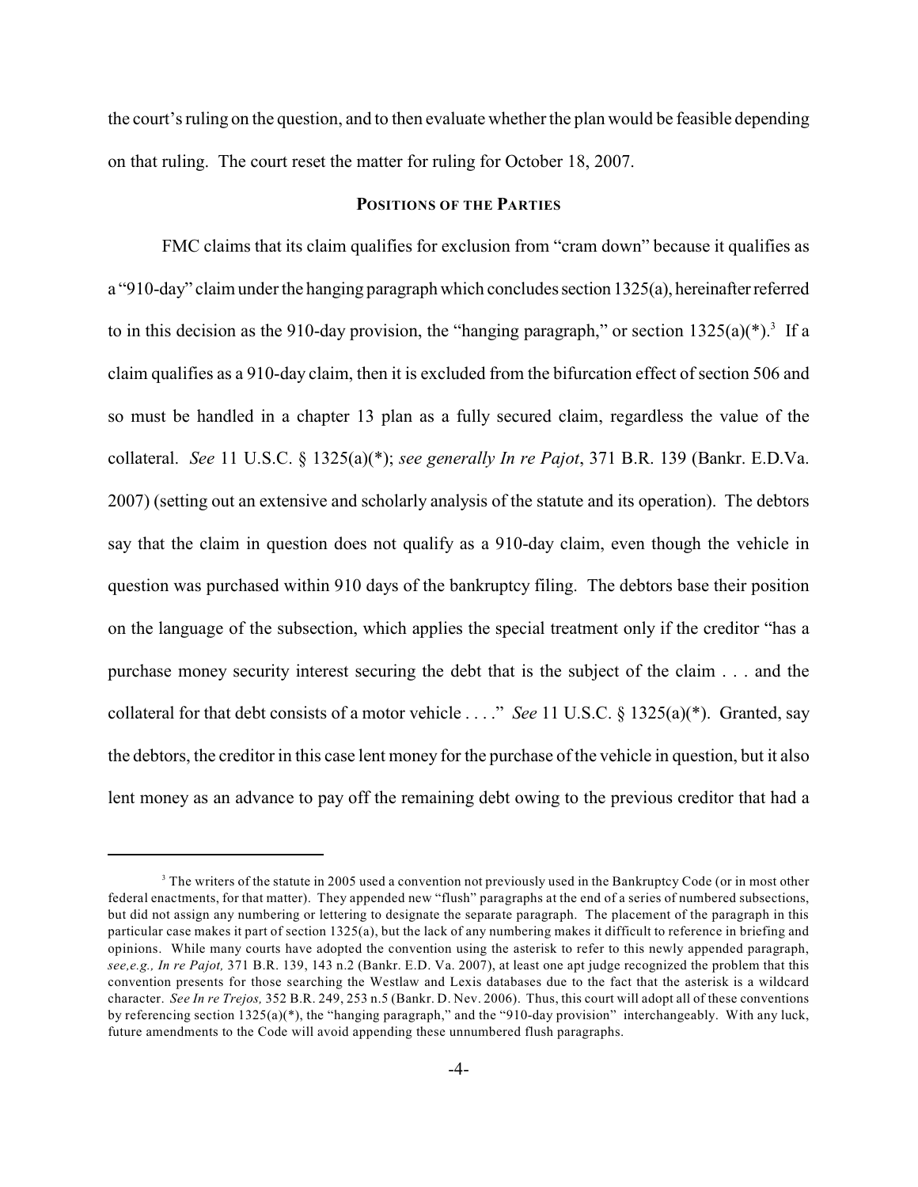the court's ruling on the question, and to then evaluate whether the plan would be feasible depending on that ruling. The court reset the matter for ruling for October 18, 2007.

## POSITIONS OF THE PARTIES

FMC claims that its claim qualifies for exclusion from "cram down" because it qualifies as a "910-day" claim under the hanging paragraph which concludes section 1325(a), hereinafter referred to in this decision as the 910-day provision, the "hanging paragraph," or section 1325(a)(*).[3] If a claim qualifies as a 910-day claim, then it is excluded from the bifurcation effect of section 506 and so must be handled in a chapter 13 plan as a fully secured claim, regardless the value of the collateral. *See* 11 U.S.C. § 1325(a)(*); *see generally In re Pajot*, 371 B.R. 139 (Bankr. E.D.Va. 2007) (setting out an extensive and scholarly analysis of the statute and its operation). The debtors say that the claim in question does not qualify as a 910-day claim, even though the vehicle in question was purchased within 910 days of the bankruptcy filing. The debtors base their position on the language of the subsection, which applies the special treatment only if the creditor "has a purchase money security interest securing the debt that is the subject of the claim . . . and the collateral for that debt consists of a motor vehicle . . . ." *See* 11 U.S.C. § 1325(a)(*). Granted, say the debtors, the creditor in this case lent money for the purchase of the vehicle in question, but it also lent money as an advance to pay off the remaining debt owing to the previous creditor that had a

---

[3] The writers of the statute in 2005 used a convention not previously used in the Bankruptcy Code (or in most other federal enactments, for that matter). They appended new "flush" paragraphs at the end of a series of numbered subsections, but did not assign any numbering or lettering to designate the separate paragraph. The placement of the paragraph in this particular case makes it part of section 1325(a), but the lack of any numbering makes it difficult to reference in briefing and opinions. While many courts have adopted the convention using the asterisk to refer to this newly appended paragraph, *see,e.g., In re Pajot,* 371 B.R. 139, 143 n.2 (Bankr. E.D. Va. 2007), at least one apt judge recognized the problem that this convention presents for those searching the Westlaw and Lexis databases due to the fact that the asterisk is a wildcard character. *See In re Trejos,* 352 B.R. 249, 253 n.5 (Bankr. D. Nev. 2006). Thus, this court will adopt all of these conventions by referencing section 1325(a)(*), the "hanging paragraph," and the "910-day provision" interchangeably. With any luck, future amendments to the Code will avoid appending these unnumbered flush paragraphs.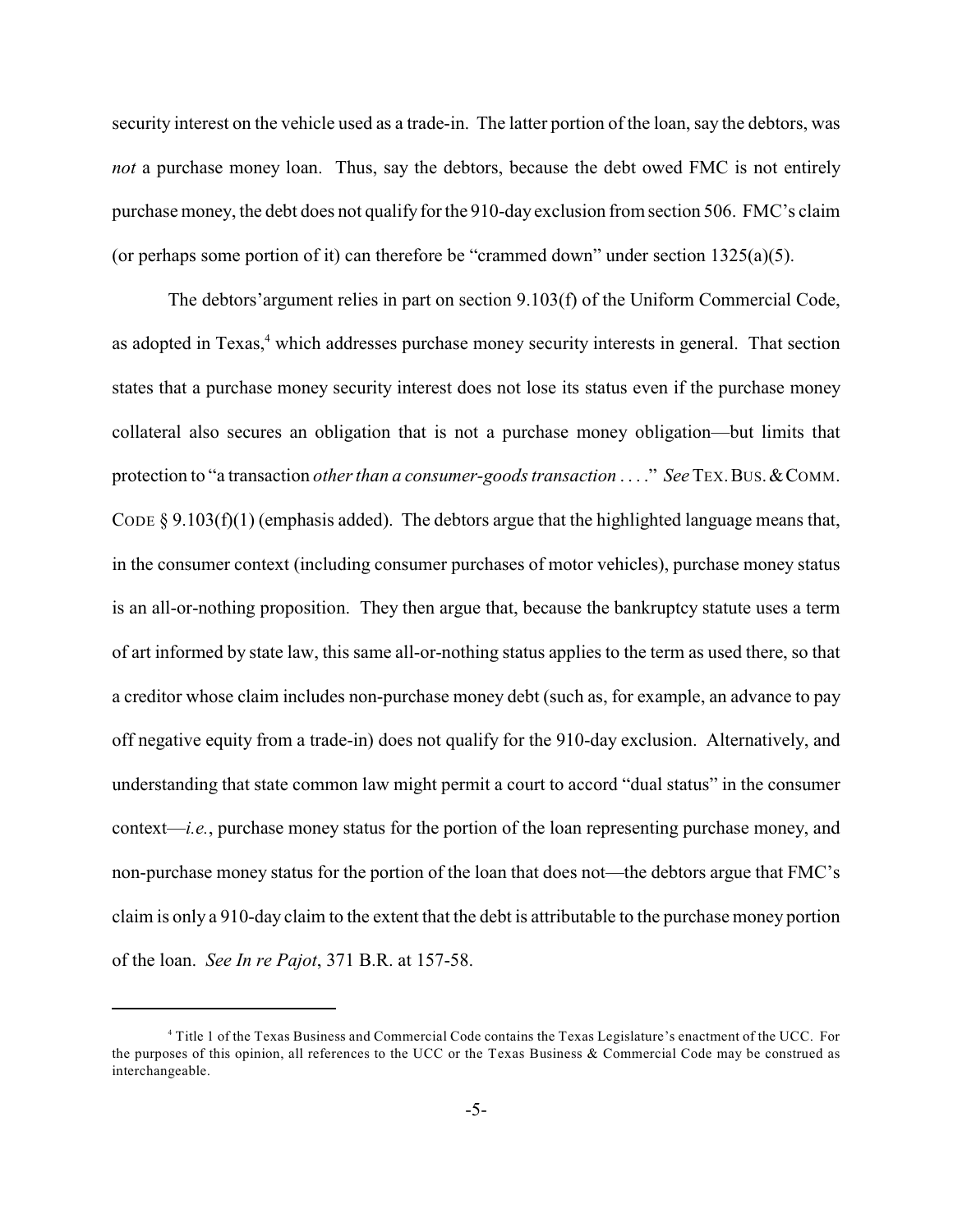security interest on the vehicle used as a trade-in. The latter portion of the loan, say the debtors, was *not* a purchase money loan. Thus, say the debtors, because the debt owed FMC is not entirely purchase money, the debt does not qualify for the 910-day exclusion from section 506. FMC's claim (or perhaps some portion of it) can therefore be "crammed down" under section 1325(a)(5).

The debtors'argument relies in part on section 9.103(f) of the Uniform Commercial Code, as adopted in Texas,[4] which addresses purchase money security interests in general. That section states that a purchase money security interest does not lose its status even if the purchase money collateral also secures an obligation that is not a purchase money obligation—but limits that protection to "a transaction *other than a consumer-goods transaction* . . . ." *See* TEX. BUS. & COMM. CODE § 9.103(f)(1) (emphasis added). The debtors argue that the highlighted language means that, in the consumer context (including consumer purchases of motor vehicles), purchase money status is an all-or-nothing proposition. They then argue that, because the bankruptcy statute uses a term of art informed by state law, this same all-or-nothing status applies to the term as used there, so that a creditor whose claim includes non-purchase money debt (such as, for example, an advance to pay off negative equity from a trade-in) does not qualify for the 910-day exclusion. Alternatively, and understanding that state common law might permit a court to accord "dual status" in the consumer context—*i.e.*, purchase money status for the portion of the loan representing purchase money, and non-purchase money status for the portion of the loan that does not—the debtors argue that FMC's claim is only a 910-day claim to the extent that the debt is attributable to the purchase money portion of the loan. *See In re Pajot*, 371 B.R. at 157-58.

---

[4] Title 1 of the Texas Business and Commercial Code contains the Texas Legislature's enactment of the UCC. For the purposes of this opinion, all references to the UCC or the Texas Business & Commercial Code may be construed as interchangeable.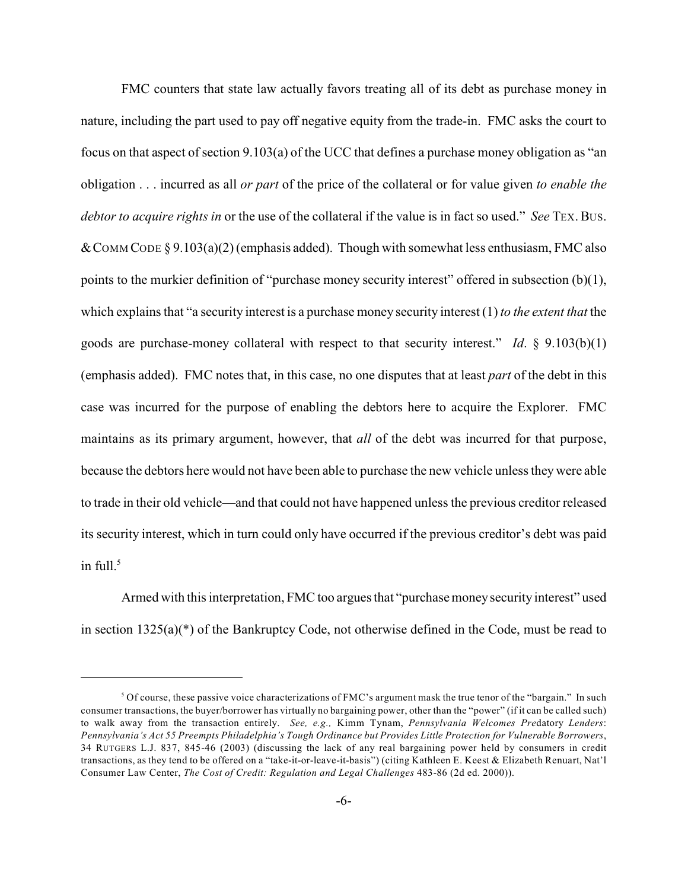FMC counters that state law actually favors treating all of its debt as purchase money in nature, including the part used to pay off negative equity from the trade-in. FMC asks the court to focus on that aspect of section 9.103(a) of the UCC that defines a purchase money obligation as "an obligation . . . incurred as all *or part* of the price of the collateral or for value given *to enable the debtor to acquire rights in* or the use of the collateral if the value is in fact so used." *See* TEX. BUS. & COMM CODE § 9.103(a)(2) (emphasis added). Though with somewhat less enthusiasm, FMC also points to the murkier definition of "purchase money security interest" offered in subsection (b)(1), which explains that "a security interest is a purchase money security interest (1) *to the extent that* the goods are purchase-money collateral with respect to that security interest." *Id*. § 9.103(b)(1) (emphasis added). FMC notes that, in this case, no one disputes that at least *part* of the debt in this case was incurred for the purpose of enabling the debtors here to acquire the Explorer. FMC maintains as its primary argument, however, that *all* of the debt was incurred for that purpose, because the debtors here would not have been able to purchase the new vehicle unless they were able to trade in their old vehicle—and that could not have happened unless the previous creditor released its security interest, which in turn could only have occurred if the previous creditor's debt was paid in full.[5]

Armed with this interpretation, FMC too argues that "purchase money security interest" used in section 1325(a)(*) of the Bankruptcy Code, not otherwise defined in the Code, must be read to

---

[5] Of course, these passive voice characterizations of FMC's argument mask the true tenor of the "bargain." In such consumer transactions, the buyer/borrower has virtually no bargaining power, other than the "power" (if it can be called such) to walk away from the transaction entirely. *See, e.g.,* Kimm Tynam, *Pennsylvania Welcomes Predatory Lenders*: *Pennsylvania's Act 55 Preempts Philadelphia's Tough Ordinance but Provides Little Protection for Vulnerable Borrowers*, 34 RUTGERS L.J. 837, 845-46 (2003) (discussing the lack of any real bargaining power held by consumers in credit transactions, as they tend to be offered on a "take-it-or-leave-it-basis") (citing Kathleen E. Keest & Elizabeth Renuart, Nat'l Consumer Law Center, *The Cost of Credit: Regulation and Legal Challenges* 483-86 (2d ed. 2000)).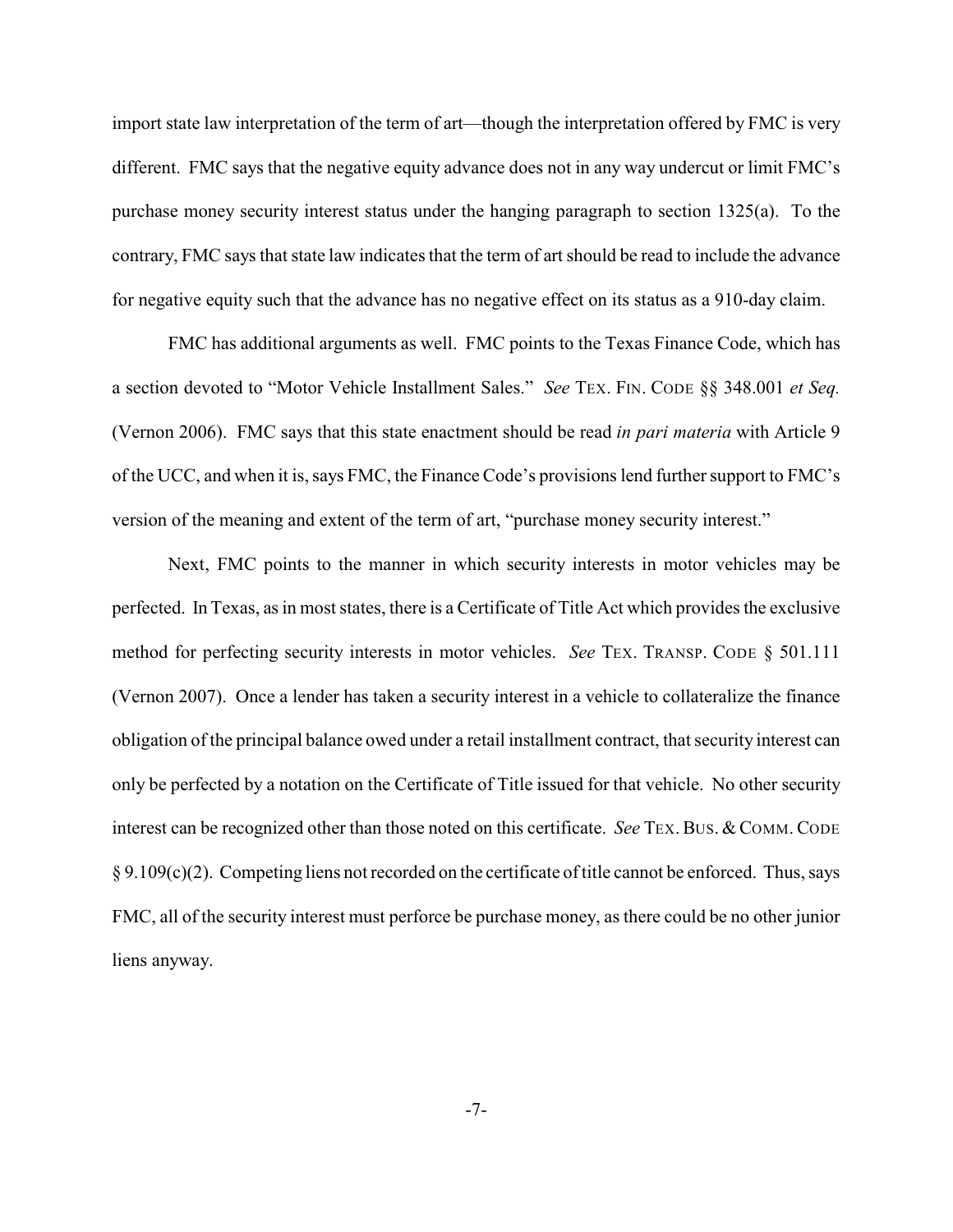import state law interpretation of the term of art—though the interpretation offered by FMC is very different. FMC says that the negative equity advance does not in any way undercut or limit FMC's purchase money security interest status under the hanging paragraph to section 1325(a). To the contrary, FMC says that state law indicates that the term of art should be read to include the advance for negative equity such that the advance has no negative effect on its status as a 910-day claim.

FMC has additional arguments as well. FMC points to the Texas Finance Code, which has a section devoted to "Motor Vehicle Installment Sales." *See* TEX. FIN. CODE §§ 348.001 *et Seq.* (Vernon 2006). FMC says that this state enactment should be read *in pari materia* with Article 9 of the UCC, and when it is, says FMC, the Finance Code's provisions lend further support to FMC's version of the meaning and extent of the term of art, "purchase money security interest."

Next, FMC points to the manner in which security interests in motor vehicles may be perfected. In Texas, as in most states, there is a Certificate of Title Act which provides the exclusive method for perfecting security interests in motor vehicles. *See* TEX. TRANSP. CODE § 501.111 (Vernon 2007). Once a lender has taken a security interest in a vehicle to collateralize the finance obligation of the principal balance owed under a retail installment contract, that security interest can only be perfected by a notation on the Certificate of Title issued for that vehicle. No other security interest can be recognized other than those noted on this certificate. *See* TEX. BUS. & COMM. CODE § 9.109(c)(2). Competing liens not recorded on the certificate of title cannot be enforced. Thus, says FMC, all of the security interest must perforce be purchase money, as there could be no other junior liens anyway.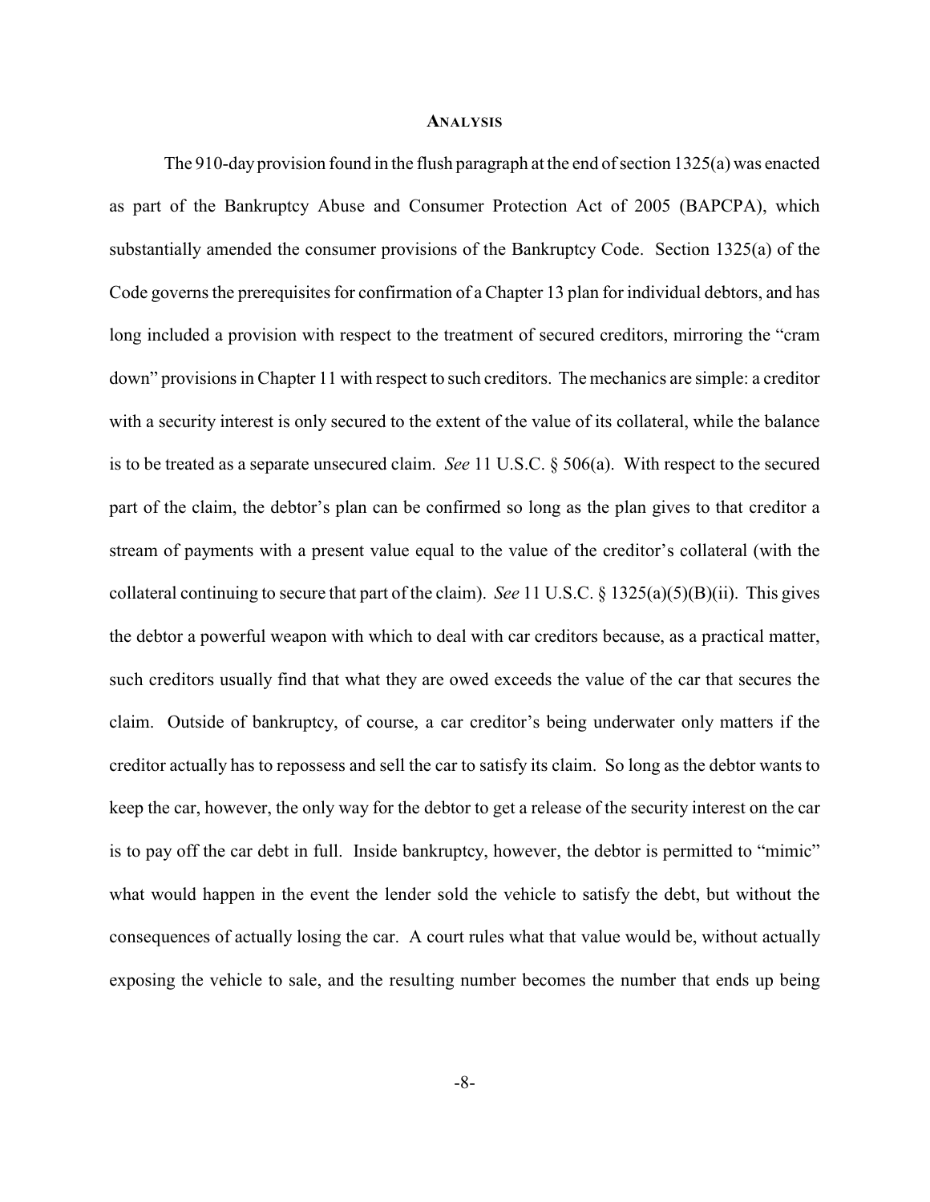## ANALYSIS

The 910-day provision found in the flush paragraph at the end of section 1325(a) was enacted as part of the Bankruptcy Abuse and Consumer Protection Act of 2005 (BAPCPA), which substantially amended the consumer provisions of the Bankruptcy Code. Section 1325(a) of the Code governs the prerequisites for confirmation of a Chapter 13 plan for individual debtors, and has long included a provision with respect to the treatment of secured creditors, mirroring the "cram down" provisions in Chapter 11 with respect to such creditors. The mechanics are simple: a creditor with a security interest is only secured to the extent of the value of its collateral, while the balance is to be treated as a separate unsecured claim. *See* 11 U.S.C. § 506(a). With respect to the secured part of the claim, the debtor's plan can be confirmed so long as the plan gives to that creditor a stream of payments with a present value equal to the value of the creditor's collateral (with the collateral continuing to secure that part of the claim). *See* 11 U.S.C. § 1325(a)(5)(B)(ii). This gives the debtor a powerful weapon with which to deal with car creditors because, as a practical matter, such creditors usually find that what they are owed exceeds the value of the car that secures the claim. Outside of bankruptcy, of course, a car creditor's being underwater only matters if the creditor actually has to repossess and sell the car to satisfy its claim. So long as the debtor wants to keep the car, however, the only way for the debtor to get a release of the security interest on the car is to pay off the car debt in full. Inside bankruptcy, however, the debtor is permitted to "mimic" what would happen in the event the lender sold the vehicle to satisfy the debt, but without the consequences of actually losing the car. A court rules what that value would be, without actually exposing the vehicle to sale, and the resulting number becomes the number that ends up being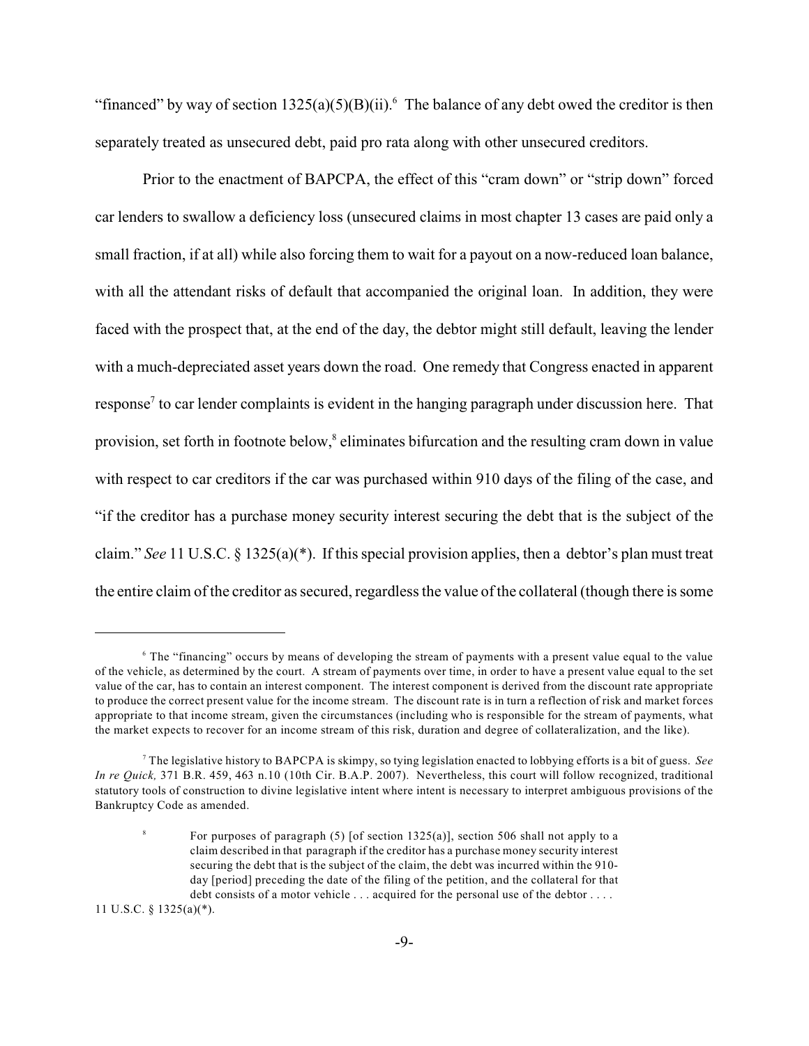"financed" by way of section 1325(a)(5)(B)(ii).[6] The balance of any debt owed the creditor is then separately treated as unsecured debt, paid pro rata along with other unsecured creditors.

Prior to the enactment of BAPCPA, the effect of this "cram down" or "strip down" forced car lenders to swallow a deficiency loss (unsecured claims in most chapter 13 cases are paid only a small fraction, if at all) while also forcing them to wait for a payout on a now-reduced loan balance, with all the attendant risks of default that accompanied the original loan. In addition, they were faced with the prospect that, at the end of the day, the debtor might still default, leaving the lender with a much-depreciated asset years down the road. One remedy that Congress enacted in apparent response[7] to car lender complaints is evident in the hanging paragraph under discussion here. That provision, set forth in footnote below,[8] eliminates bifurcation and the resulting cram down in value with respect to car creditors if the car was purchased within 910 days of the filing of the case, and "if the creditor has a purchase money security interest securing the debt that is the subject of the claim." *See* 11 U.S.C. § 1325(a)(*). If this special provision applies, then a debtor's plan must treat the entire claim of the creditor as secured, regardless the value of the collateral (though there is some

---

[6] The "financing" occurs by means of developing the stream of payments with a present value equal to the value of the vehicle, as determined by the court. A stream of payments over time, in order to have a present value equal to the set value of the car, has to contain an interest component. The interest component is derived from the discount rate appropriate to produce the correct present value for the income stream. The discount rate is in turn a reflection of risk and market forces appropriate to that income stream, given the circumstances (including who is responsible for the stream of payments, what the market expects to recover for an income stream of this risk, duration and degree of collateralization, and the like).

[7] The legislative history to BAPCPA is skimpy, so tying legislation enacted to lobbying efforts is a bit of guess. *See In re Quick,* 371 B.R. 459, 463 n.10 (10th Cir. B.A.P. 2007). Nevertheless, this court will follow recognized, traditional statutory tools of construction to divine legislative intent where intent is necessary to interpret ambiguous provisions of the Bankruptcy Code as amended.

[8] For purposes of paragraph (5) [of section 1325(a)], section 506 shall not apply to a claim described in that paragraph if the creditor has a purchase money security interest securing the debt that is the subject of the claim, the debt was incurred within the 910-day [period] preceding the date of the filing of the petition, and the collateral for that debt consists of a motor vehicle . . . acquired for the personal use of the debtor . . . .

11 U.S.C. § 1325(a)(*).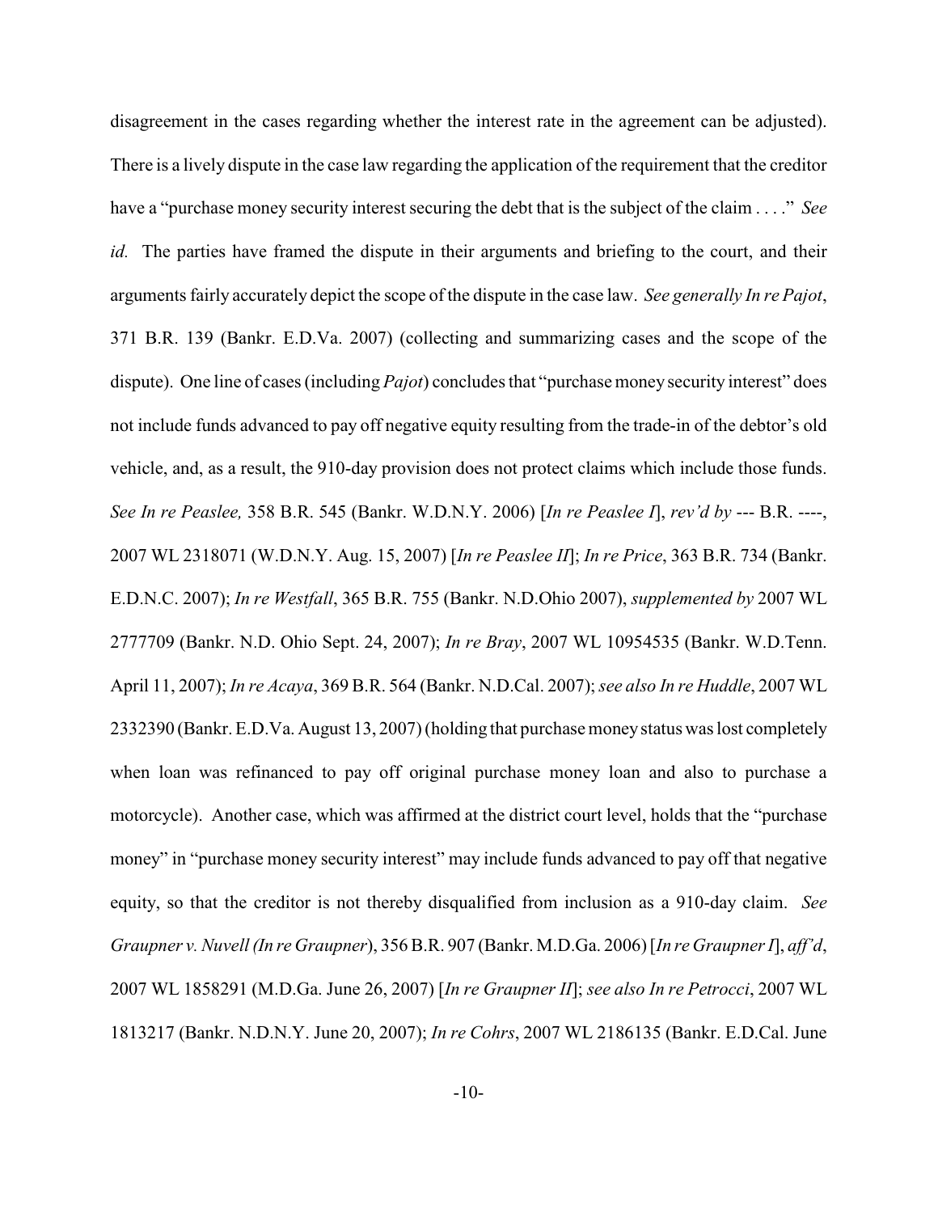disagreement in the cases regarding whether the interest rate in the agreement can be adjusted). There is a lively dispute in the case law regarding the application of the requirement that the creditor have a "purchase money security interest securing the debt that is the subject of the claim . . . ." *See id.* The parties have framed the dispute in their arguments and briefing to the court, and their arguments fairly accurately depict the scope of the dispute in the case law. *See generally In re Pajot*, 371 B.R. 139 (Bankr. E.D.Va. 2007) (collecting and summarizing cases and the scope of the dispute). One line of cases (including *Pajot*) concludes that "purchase money security interest" does not include funds advanced to pay off negative equity resulting from the trade-in of the debtor's old vehicle, and, as a result, the 910-day provision does not protect claims which include those funds. *See In re Peaslee,* 358 B.R. 545 (Bankr. W.D.N.Y. 2006) [*In re Peaslee I*], *rev'd by* --- B.R. ----, 2007 WL 2318071 (W.D.N.Y. Aug. 15, 2007) [*In re Peaslee II*]; *In re Price*, 363 B.R. 734 (Bankr. E.D.N.C. 2007); *In re Westfall*, 365 B.R. 755 (Bankr. N.D.Ohio 2007), *supplemented by* 2007 WL 2777709 (Bankr. N.D. Ohio Sept. 24, 2007); *In re Bray*, 2007 WL 10954535 (Bankr. W.D.Tenn. April 11, 2007); *In re Acaya*, 369 B.R. 564 (Bankr. N.D.Cal. 2007); *see also In re Huddle*, 2007 WL 2332390 (Bankr. E.D.Va. August 13, 2007) (holding that purchase money status was lost completely when loan was refinanced to pay off original purchase money loan and also to purchase a motorcycle). Another case, which was affirmed at the district court level, holds that the "purchase money" in "purchase money security interest" may include funds advanced to pay off that negative equity, so that the creditor is not thereby disqualified from inclusion as a 910-day claim. *See Graupner v. Nuvell (In re Graupner)*, 356 B.R. 907 (Bankr. M.D.Ga. 2006) [*In re Graupner I*], *aff'd*, 2007 WL 1858291 (M.D.Ga. June 26, 2007) [*In re Graupner II*]; *see also In re Petrocci*, 2007 WL 1813217 (Bankr. N.D.N.Y. June 20, 2007); *In re Cohrs*, 2007 WL 2186135 (Bankr. E.D.Cal. June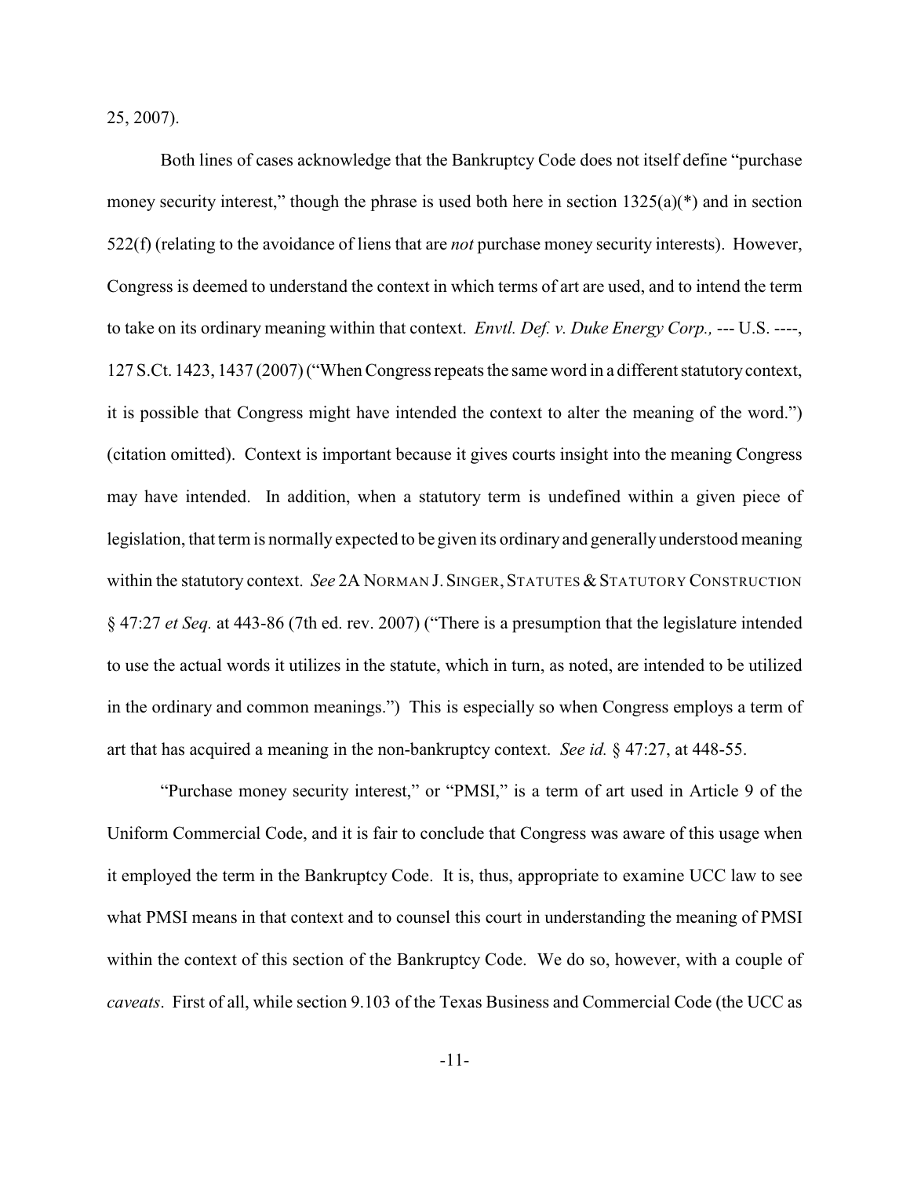25, 2007).

Both lines of cases acknowledge that the Bankruptcy Code does not itself define "purchase money security interest," though the phrase is used both here in section 1325(a)(*) and in section 522(f) (relating to the avoidance of liens that are *not* purchase money security interests). However, Congress is deemed to understand the context in which terms of art are used, and to intend the term to take on its ordinary meaning within that context. *Envtl. Def. v. Duke Energy Corp.,* --- U.S. ----, 127 S.Ct. 1423, 1437 (2007) ("When Congress repeats the same word in a different statutory context, it is possible that Congress might have intended the context to alter the meaning of the word.") (citation omitted). Context is important because it gives courts insight into the meaning Congress may have intended. In addition, when a statutory term is undefined within a given piece of legislation, that term is normally expected to be given its ordinary and generally understood meaning within the statutory context. *See* 2A NORMAN J. SINGER, STATUTES & STATUTORY CONSTRUCTION § 47:27 *et Seq.* at 443-86 (7th ed. rev. 2007) ("There is a presumption that the legislature intended to use the actual words it utilizes in the statute, which in turn, as noted, are intended to be utilized in the ordinary and common meanings.") This is especially so when Congress employs a term of art that has acquired a meaning in the non-bankruptcy context. *See id.* § 47:27, at 448-55.

"Purchase money security interest," or "PMSI," is a term of art used in Article 9 of the Uniform Commercial Code, and it is fair to conclude that Congress was aware of this usage when it employed the term in the Bankruptcy Code. It is, thus, appropriate to examine UCC law to see what PMSI means in that context and to counsel this court in understanding the meaning of PMSI within the context of this section of the Bankruptcy Code. We do so, however, with a couple of *caveats*. First of all, while section 9.103 of the Texas Business and Commercial Code (the UCC as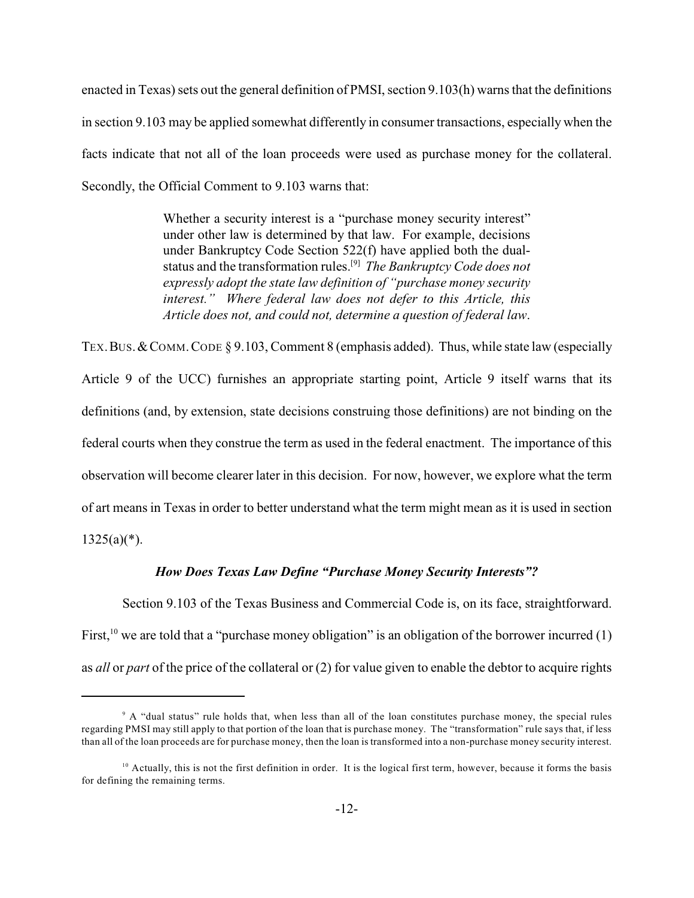enacted in Texas) sets out the general definition of PMSI, section 9.103(h) warns that the definitions in section 9.103 may be applied somewhat differently in consumer transactions, especially when the facts indicate that not all of the loan proceeds were used as purchase money for the collateral. Secondly, the Official Comment to 9.103 warns that:

> Whether a security interest is a "purchase money security interest" under other law is determined by that law. For example, decisions under Bankruptcy Code Section 522(f) have applied both the dual-status and the transformation rules.[9] *The Bankruptcy Code does not expressly adopt the state law definition of "purchase money security interest." Where federal law does not defer to this Article, this Article does not, and could not, determine a question of federal law.*

TEX. BUS. & COMM. CODE § 9.103, Comment 8 (emphasis added). Thus, while state law (especially Article 9 of the UCC) furnishes an appropriate starting point, Article 9 itself warns that its definitions (and, by extension, state decisions construing those definitions) are not binding on the federal courts when they construe the term as used in the federal enactment. The importance of this observation will become clearer later in this decision. For now, however, we explore what the term of art means in Texas in order to better understand what the term might mean as it is used in section 1325(a)(*).

### *How Does Texas Law Define "Purchase Money Security Interests"?*

Section 9.103 of the Texas Business and Commercial Code is, on its face, straightforward. First,[10] we are told that a "purchase money obligation" is an obligation of the borrower incurred (1) as *all* or *part* of the price of the collateral or (2) for value given to enable the debtor to acquire rights

---

[9] A "dual status" rule holds that, when less than all of the loan constitutes purchase money, the special rules regarding PMSI may still apply to that portion of the loan that is purchase money. The "transformation" rule says that, if less than all of the loan proceeds are for purchase money, then the loan is transformed into a non-purchase money security interest.

[10] Actually, this is not the first definition in order. It is the logical first term, however, because it forms the basis for defining the remaining terms.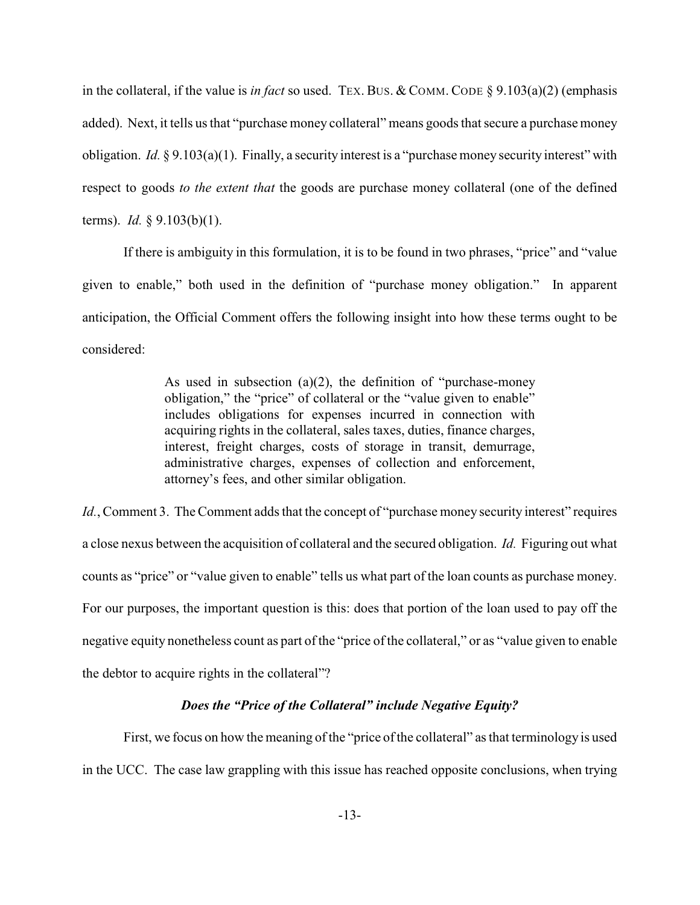in the collateral, if the value is *in fact* so used. TEX. BUS. & COMM. CODE § 9.103(a)(2) (emphasis added). Next, it tells us that "purchase money collateral" means goods that secure a purchase money obligation. *Id.* § 9.103(a)(1). Finally, a security interest is a "purchase money security interest" with respect to goods *to the extent that* the goods are purchase money collateral (one of the defined terms). *Id.* § 9.103(b)(1).

If there is ambiguity in this formulation, it is to be found in two phrases, "price" and "value given to enable," both used in the definition of "purchase money obligation." In apparent anticipation, the Official Comment offers the following insight into how these terms ought to be considered:

> As used in subsection (a)(2), the definition of "purchase-money obligation," the "price" of collateral or the "value given to enable" includes obligations for expenses incurred in connection with acquiring rights in the collateral, sales taxes, duties, finance charges, interest, freight charges, costs of storage in transit, demurrage, administrative charges, expenses of collection and enforcement, attorney's fees, and other similar obligation.

*Id.*, Comment 3. The Comment adds that the concept of "purchase money security interest" requires a close nexus between the acquisition of collateral and the secured obligation. *Id.* Figuring out what counts as "price" or "value given to enable" tells us what part of the loan counts as purchase money. For our purposes, the important question is this: does that portion of the loan used to pay off the negative equity nonetheless count as part of the "price of the collateral," or as "value given to enable the debtor to acquire rights in the collateral"?

### *Does the "Price of the Collateral" include Negative Equity?*

First, we focus on how the meaning of the "price of the collateral" as that terminology is used in the UCC. The case law grappling with this issue has reached opposite conclusions, when trying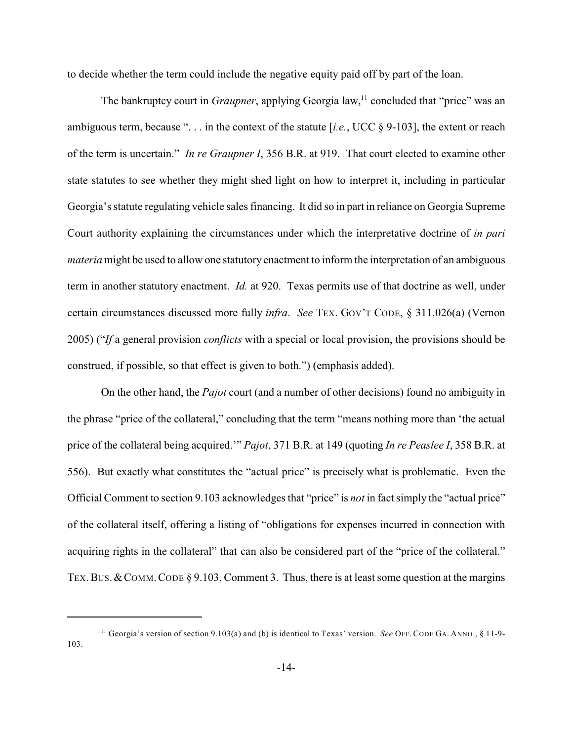to decide whether the term could include the negative equity paid off by part of the loan.

The bankruptcy court in *Graupner*, applying Georgia law,[11] concluded that "price" was an ambiguous term, because ". . . in the context of the statute [*i.e.*, UCC § 9-103], the extent or reach of the term is uncertain." *In re Graupner I*, 356 B.R. at 919. That court elected to examine other state statutes to see whether they might shed light on how to interpret it, including in particular Georgia's statute regulating vehicle sales financing. It did so in part in reliance on Georgia Supreme Court authority explaining the circumstances under which the interpretative doctrine of *in pari materia* might be used to allow one statutory enactment to inform the interpretation of an ambiguous term in another statutory enactment. *Id.* at 920. Texas permits use of that doctrine as well, under certain circumstances discussed more fully *infra*. *See* TEX. GOV'T CODE, § 311.026(a) (Vernon 2005) ("*If* a general provision *conflicts* with a special or local provision, the provisions should be construed, if possible, so that effect is given to both.") (emphasis added).

On the other hand, the *Pajot* court (and a number of other decisions) found no ambiguity in the phrase "price of the collateral," concluding that the term "means nothing more than 'the actual price of the collateral being acquired.'" *Pajot*, 371 B.R. at 149 (quoting *In re Peaslee I*, 358 B.R. at 556). But exactly what constitutes the "actual price" is precisely what is problematic. Even the Official Comment to section 9.103 acknowledges that "price" is *not* in fact simply the "actual price" of the collateral itself, offering a listing of "obligations for expenses incurred in connection with acquiring rights in the collateral" that can also be considered part of the "price of the collateral." TEX. BUS. & COMM. CODE § 9.103, Comment 3. Thus, there is at least some question at the margins

---

[11] Georgia's version of section 9.103(a) and (b) is identical to Texas' version. *See* OFF. CODE GA. ANNO., § 11-9-103.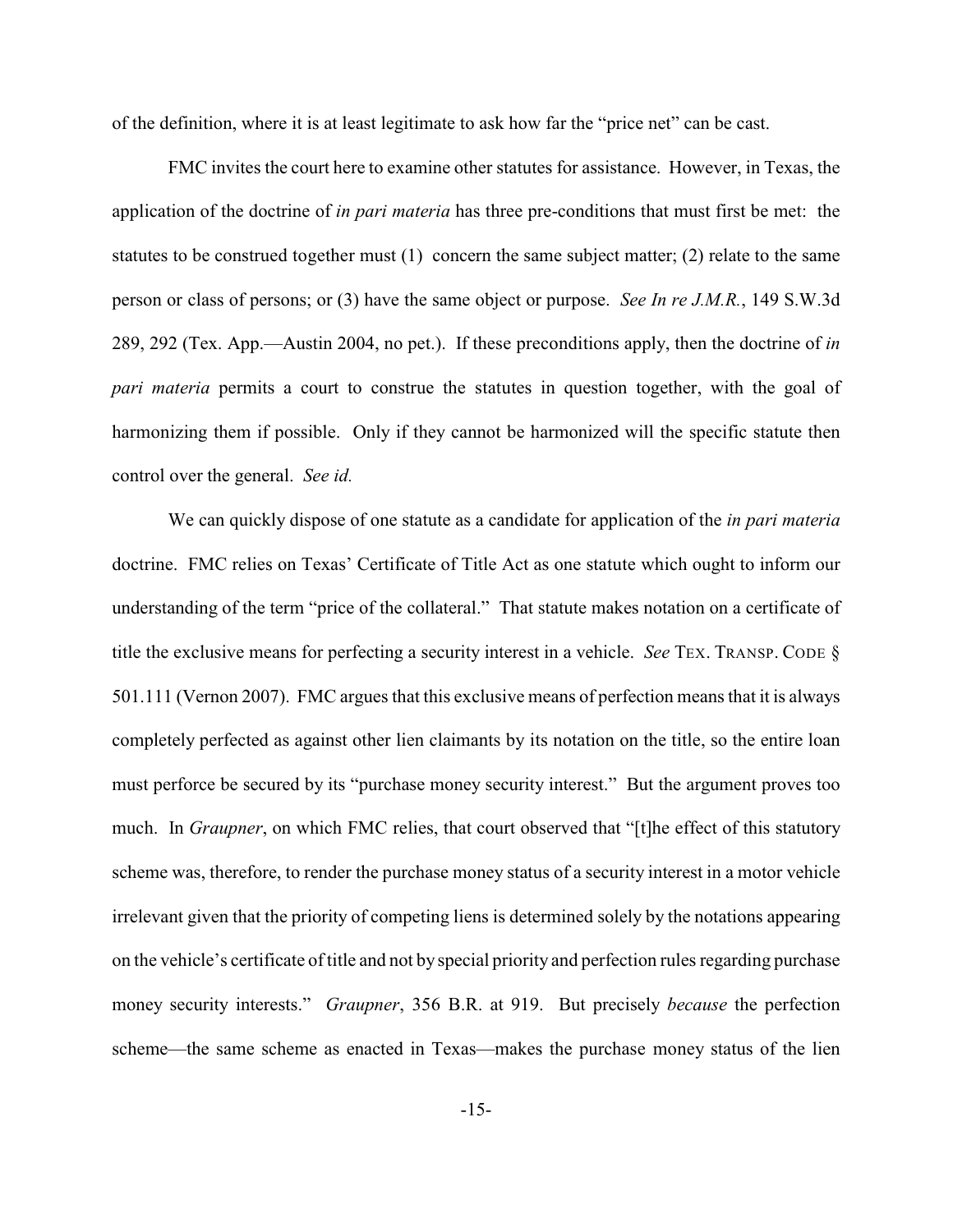of the definition, where it is at least legitimate to ask how far the "price net" can be cast.

FMC invites the court here to examine other statutes for assistance. However, in Texas, the application of the doctrine of *in pari materia* has three pre-conditions that must first be met: the statutes to be construed together must (1) concern the same subject matter; (2) relate to the same person or class of persons; or (3) have the same object or purpose. *See In re J.M.R.*, 149 S.W.3d 289, 292 (Tex. App.—Austin 2004, no pet.). If these preconditions apply, then the doctrine of *in pari materia* permits a court to construe the statutes in question together, with the goal of harmonizing them if possible. Only if they cannot be harmonized will the specific statute then control over the general. *See id.*

We can quickly dispose of one statute as a candidate for application of the *in pari materia* doctrine. FMC relies on Texas' Certificate of Title Act as one statute which ought to inform our understanding of the term "price of the collateral." That statute makes notation on a certificate of title the exclusive means for perfecting a security interest in a vehicle. *See* TEX. TRANSP. CODE § 501.111 (Vernon 2007). FMC argues that this exclusive means of perfection means that it is always completely perfected as against other lien claimants by its notation on the title, so the entire loan must perforce be secured by its "purchase money security interest." But the argument proves too much. In *Graupner*, on which FMC relies, that court observed that "[t]he effect of this statutory scheme was, therefore, to render the purchase money status of a security interest in a motor vehicle irrelevant given that the priority of competing liens is determined solely by the notations appearing on the vehicle's certificate of title and not by special priority and perfection rules regarding purchase money security interests." *Graupner*, 356 B.R. at 919. But precisely *because* the perfection scheme—the same scheme as enacted in Texas—makes the purchase money status of the lien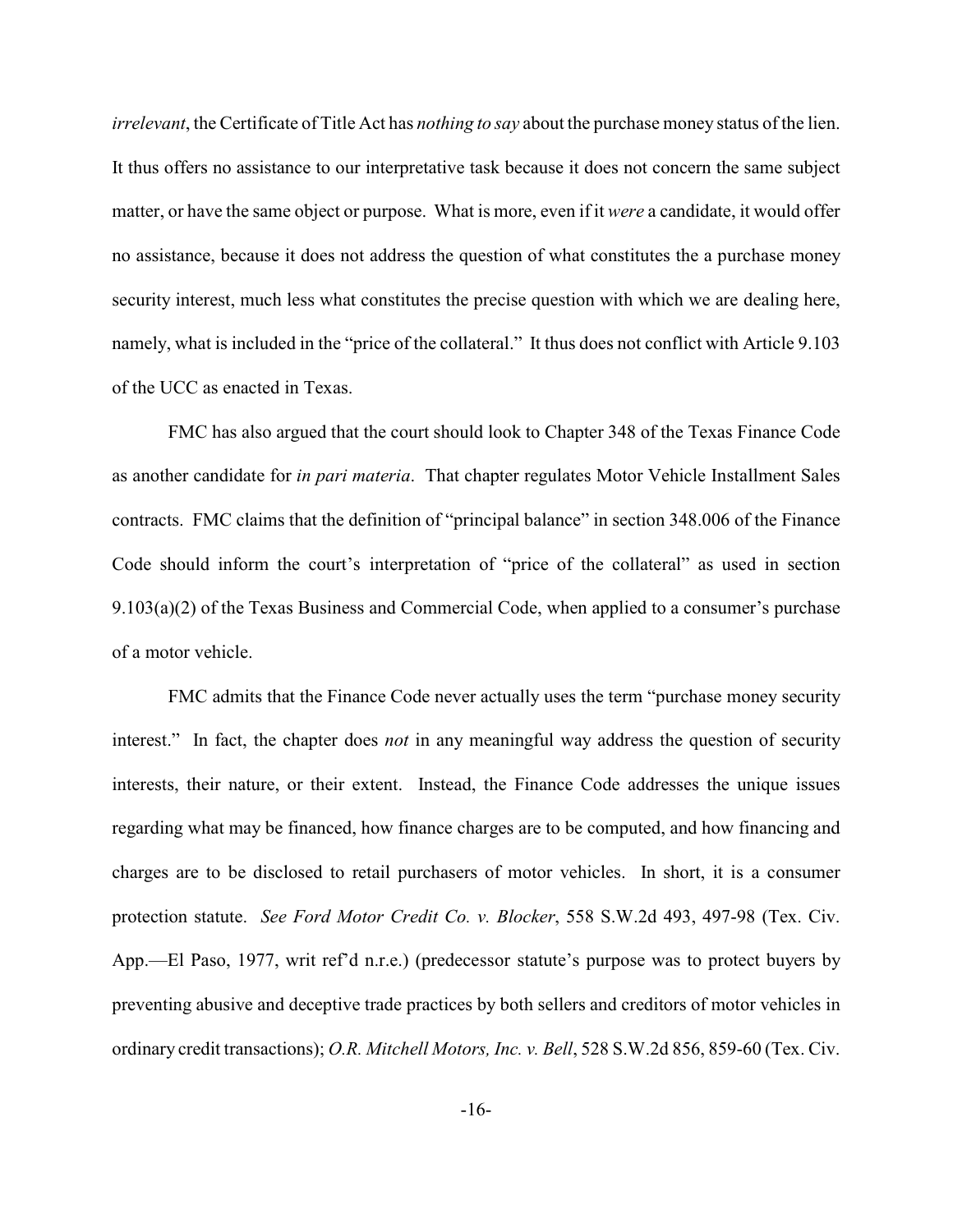*irrelevant*, the Certificate of Title Act has *nothing to say* about the purchase money status of the lien. It thus offers no assistance to our interpretative task because it does not concern the same subject matter, or have the same object or purpose. What is more, even if it *were* a candidate, it would offer no assistance, because it does not address the question of what constitutes the a purchase money security interest, much less what constitutes the precise question with which we are dealing here, namely, what is included in the "price of the collateral." It thus does not conflict with Article 9.103 of the UCC as enacted in Texas.

FMC has also argued that the court should look to Chapter 348 of the Texas Finance Code as another candidate for *in pari materia*. That chapter regulates Motor Vehicle Installment Sales contracts. FMC claims that the definition of "principal balance" in section 348.006 of the Finance Code should inform the court's interpretation of "price of the collateral" as used in section 9.103(a)(2) of the Texas Business and Commercial Code, when applied to a consumer's purchase of a motor vehicle.

FMC admits that the Finance Code never actually uses the term "purchase money security interest." In fact, the chapter does *not* in any meaningful way address the question of security interests, their nature, or their extent. Instead, the Finance Code addresses the unique issues regarding what may be financed, how finance charges are to be computed, and how financing and charges are to be disclosed to retail purchasers of motor vehicles. In short, it is a consumer protection statute. *See Ford Motor Credit Co. v. Blocker*, 558 S.W.2d 493, 497-98 (Tex. Civ. App.—El Paso, 1977, writ ref'd n.r.e.) (predecessor statute's purpose was to protect buyers by preventing abusive and deceptive trade practices by both sellers and creditors of motor vehicles in ordinary credit transactions); *O.R. Mitchell Motors, Inc. v. Bell*, 528 S.W.2d 856, 859-60 (Tex. Civ.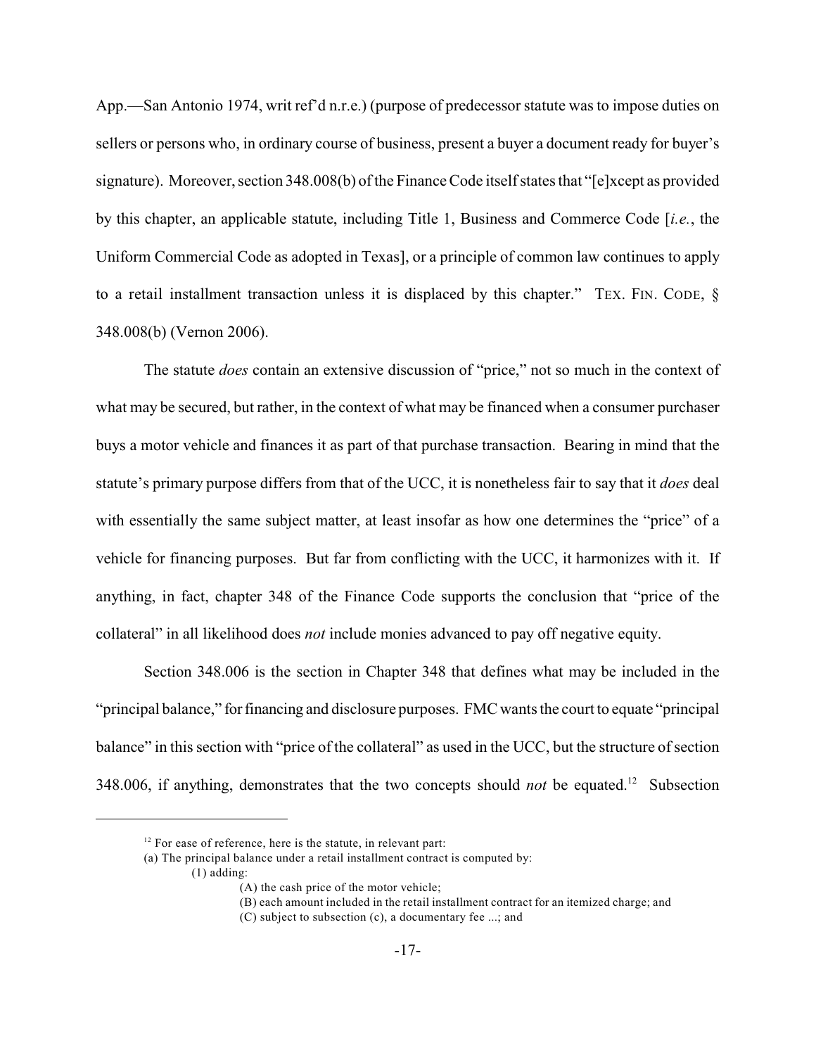App.—San Antonio 1974, writ ref'd n.r.e.) (purpose of predecessor statute was to impose duties on sellers or persons who, in ordinary course of business, present a buyer a document ready for buyer's signature). Moreover, section 348.008(b) of the Finance Code itself states that "[e]xcept as provided by this chapter, an applicable statute, including Title 1, Business and Commerce Code [*i.e.*, the Uniform Commercial Code as adopted in Texas], or a principle of common law continues to apply to a retail installment transaction unless it is displaced by this chapter." TEX. FIN. CODE, § 348.008(b) (Vernon 2006).

The statute *does* contain an extensive discussion of "price," not so much in the context of what may be secured, but rather, in the context of what may be financed when a consumer purchaser buys a motor vehicle and finances it as part of that purchase transaction. Bearing in mind that the statute's primary purpose differs from that of the UCC, it is nonetheless fair to say that it *does* deal with essentially the same subject matter, at least insofar as how one determines the "price" of a vehicle for financing purposes. But far from conflicting with the UCC, it harmonizes with it. If anything, in fact, chapter 348 of the Finance Code supports the conclusion that "price of the collateral" in all likelihood does *not* include monies advanced to pay off negative equity.

Section 348.006 is the section in Chapter 348 that defines what may be included in the "principal balance," for financing and disclosure purposes. FMC wants the court to equate "principal balance" in this section with "price of the collateral" as used in the UCC, but the structure of section 348.006, if anything, demonstrates that the two concepts should *not* be equated.[12] Subsection

---

[12] For ease of reference, here is the statute, in relevant part:

(a) The principal balance under a retail installment contract is computed by:

(1) adding:

(A) the cash price of the motor vehicle;

(B) each amount included in the retail installment contract for an itemized charge; and

(C) subject to subsection (c), a documentary fee ...; and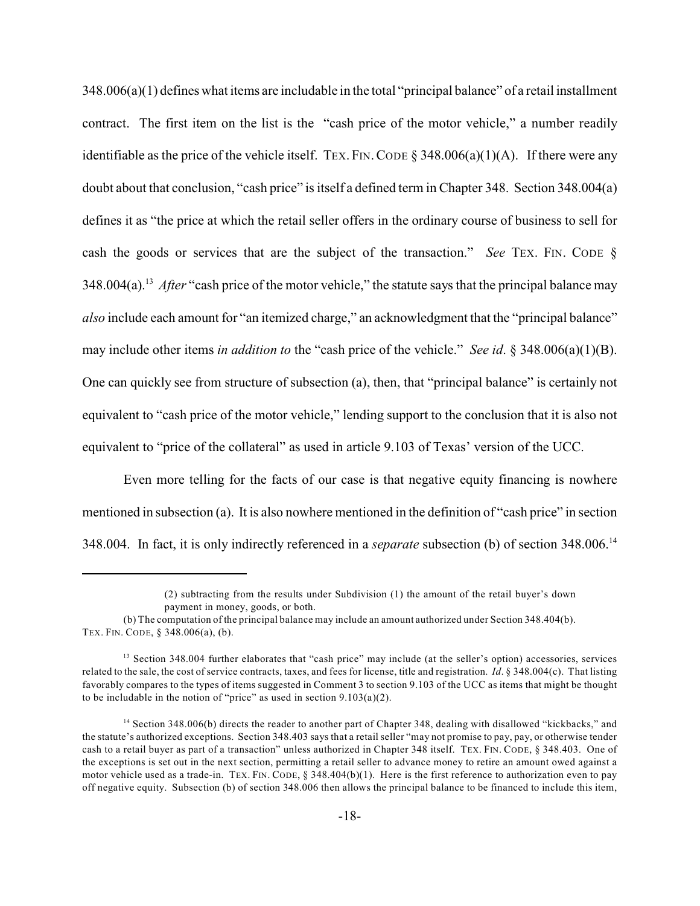348.006(a)(1) defines what items are includable in the total "principal balance" of a retail installment contract. The first item on the list is the "cash price of the motor vehicle," a number readily identifiable as the price of the vehicle itself. TEX. FIN. CODE § 348.006(a)(1)(A). If there were any doubt about that conclusion, "cash price" is itself a defined term in Chapter 348. Section 348.004(a) defines it as "the price at which the retail seller offers in the ordinary course of business to sell for cash the goods or services that are the subject of the transaction." *See* TEX. FIN. CODE § 348.004(a).[13] *After* "cash price of the motor vehicle," the statute says that the principal balance may *also* include each amount for "an itemized charge," an acknowledgment that the "principal balance" may include other items *in addition to* the "cash price of the vehicle." *See id*. § 348.006(a)(1)(B). One can quickly see from structure of subsection (a), then, that "principal balance" is certainly not equivalent to "cash price of the motor vehicle," lending support to the conclusion that it is also not equivalent to "price of the collateral" as used in article 9.103 of Texas' version of the UCC.

Even more telling for the facts of our case is that negative equity financing is nowhere mentioned in subsection (a). It is also nowhere mentioned in the definition of "cash price" in section 348.004. In fact, it is only indirectly referenced in a *separate* subsection (b) of section 348.006.[14]

---

> (2) subtracting from the results under Subdivision (1) the amount of the retail buyer's down payment in money, goods, or both.
>
> (b) The computation of the principal balance may include an amount authorized under Section 348.404(b).

TEX. FIN. CODE, § 348.006(a), (b).

[13] Section 348.004 further elaborates that "cash price" may include (at the seller's option) accessories, services related to the sale, the cost of service contracts, taxes, and fees for license, title and registration. *Id*. § 348.004(c). That listing favorably compares to the types of items suggested in Comment 3 to section 9.103 of the UCC as items that might be thought to be includable in the notion of "price" as used in section 9.103(a)(2).

[14] Section 348.006(b) directs the reader to another part of Chapter 348, dealing with disallowed "kickbacks," and the statute's authorized exceptions. Section 348.403 says that a retail seller "may not promise to pay, pay, or otherwise tender cash to a retail buyer as part of a transaction" unless authorized in Chapter 348 itself. TEX. FIN. CODE, § 348.403. One of the exceptions is set out in the next section, permitting a retail seller to advance money to retire an amount owed against a motor vehicle used as a trade-in. TEX. FIN. CODE, § 348.404(b)(1). Here is the first reference to authorization even to pay off negative equity. Subsection (b) of section 348.006 then allows the principal balance to be financed to include this item,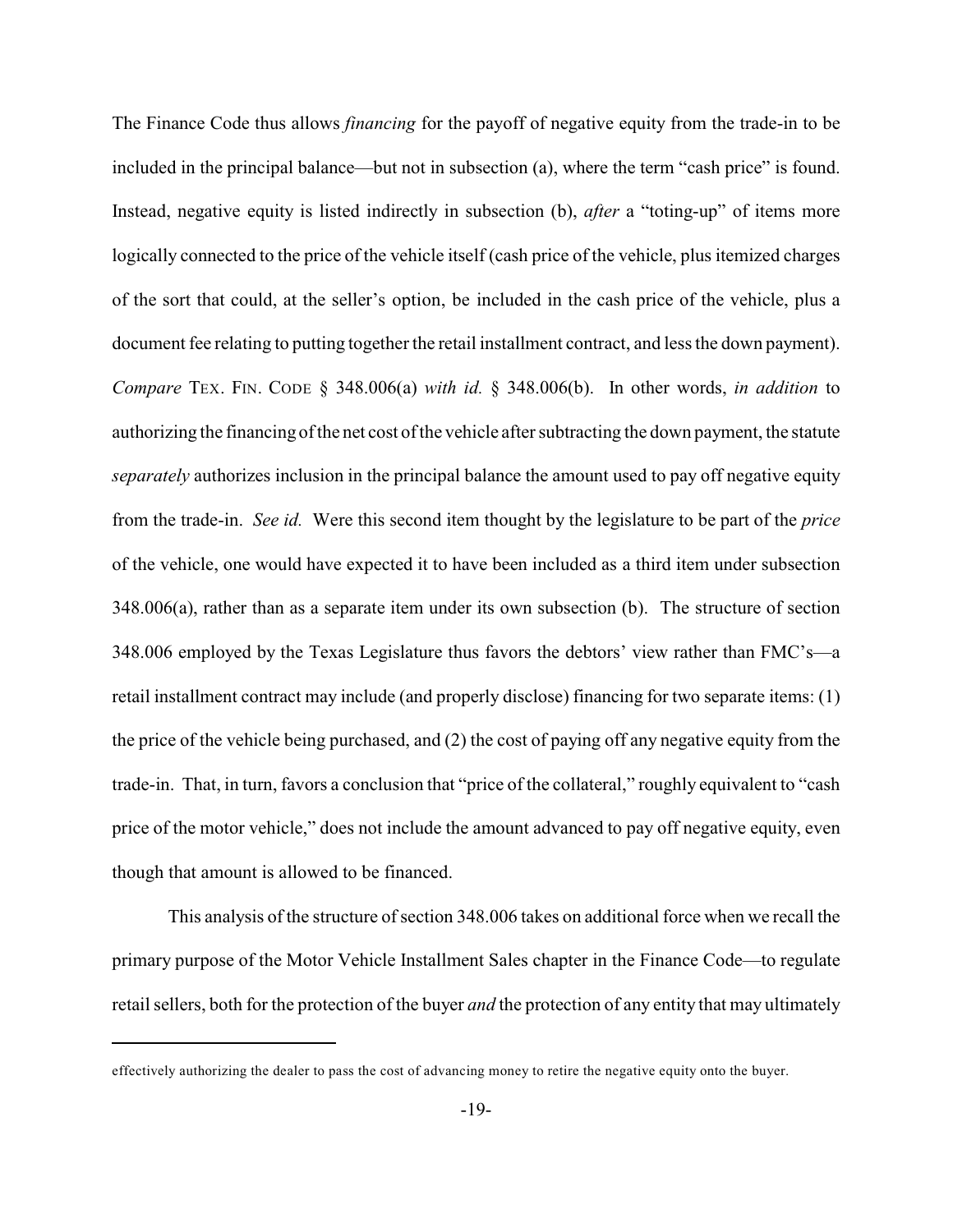The Finance Code thus allows *financing* for the payoff of negative equity from the trade-in to be included in the principal balance—but not in subsection (a), where the term "cash price" is found. Instead, negative equity is listed indirectly in subsection (b), *after* a "toting-up" of items more logically connected to the price of the vehicle itself (cash price of the vehicle, plus itemized charges of the sort that could, at the seller's option, be included in the cash price of the vehicle, plus a document fee relating to putting together the retail installment contract, and less the down payment). *Compare* TEX. FIN. CODE § 348.006(a) *with id.* § 348.006(b). In other words, *in addition* to authorizing the financing of the net cost of the vehicle after subtracting the down payment, the statute *separately* authorizes inclusion in the principal balance the amount used to pay off negative equity from the trade-in. *See id.* Were this second item thought by the legislature to be part of the *price* of the vehicle, one would have expected it to have been included as a third item under subsection 348.006(a), rather than as a separate item under its own subsection (b). The structure of section 348.006 employed by the Texas Legislature thus favors the debtors' view rather than FMC's—a retail installment contract may include (and properly disclose) financing for two separate items: (1) the price of the vehicle being purchased, and (2) the cost of paying off any negative equity from the trade-in. That, in turn, favors a conclusion that "price of the collateral," roughly equivalent to "cash price of the motor vehicle," does not include the amount advanced to pay off negative equity, even though that amount is allowed to be financed.

This analysis of the structure of section 348.006 takes on additional force when we recall the primary purpose of the Motor Vehicle Installment Sales chapter in the Finance Code—to regulate retail sellers, both for the protection of the buyer *and* the protection of any entity that may ultimately

---

effectively authorizing the dealer to pass the cost of advancing money to retire the negative equity onto the buyer.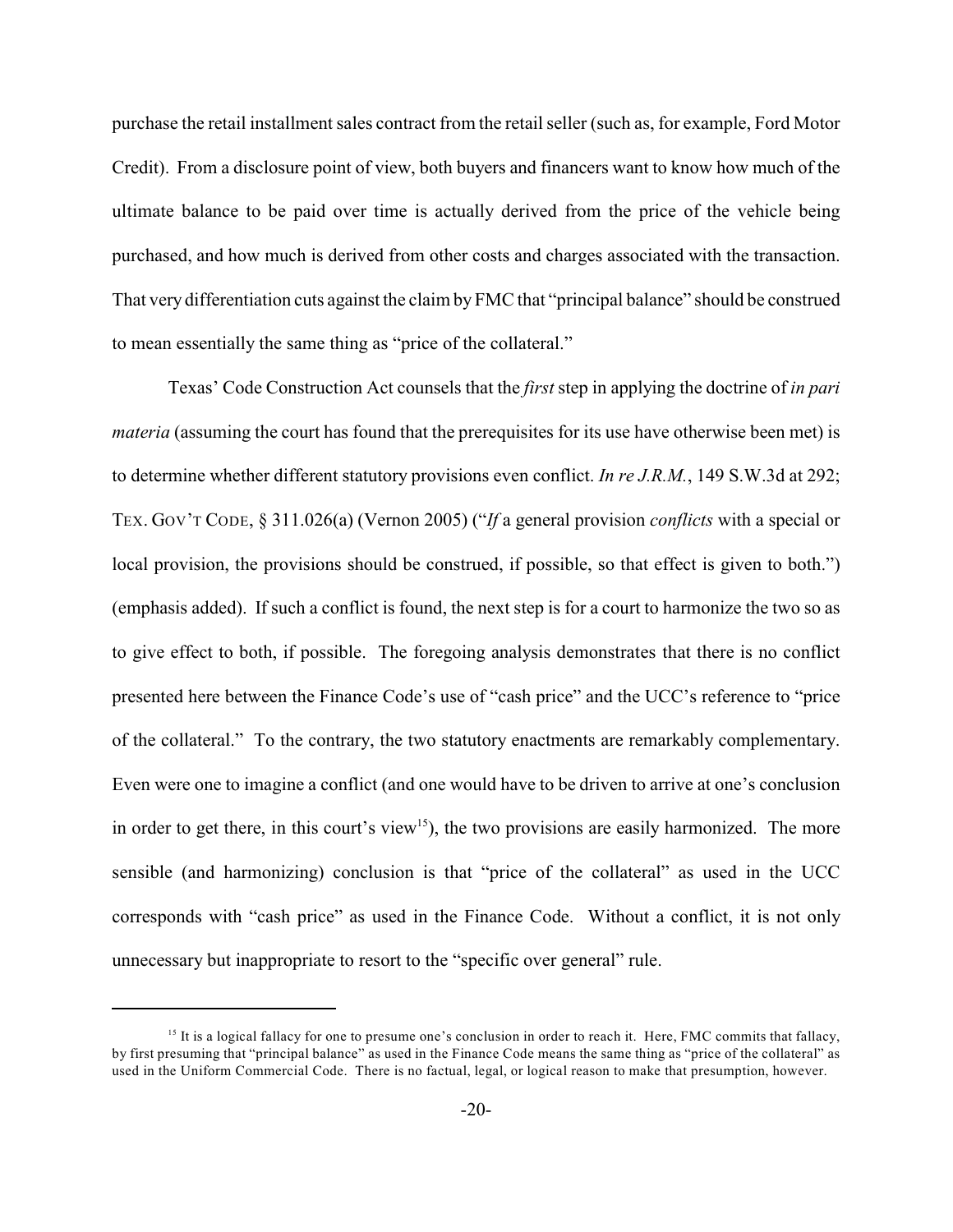purchase the retail installment sales contract from the retail seller (such as, for example, Ford Motor Credit). From a disclosure point of view, both buyers and financers want to know how much of the ultimate balance to be paid over time is actually derived from the price of the vehicle being purchased, and how much is derived from other costs and charges associated with the transaction. That very differentiation cuts against the claim by FMC that "principal balance" should be construed to mean essentially the same thing as "price of the collateral."

Texas' Code Construction Act counsels that the *first* step in applying the doctrine of *in pari materia* (assuming the court has found that the prerequisites for its use have otherwise been met) is to determine whether different statutory provisions even conflict. *In re J.R.M.*, 149 S.W.3d at 292; TEX. GOV'T CODE, § 311.026(a) (Vernon 2005) ("*If* a general provision *conflicts* with a special or local provision, the provisions should be construed, if possible, so that effect is given to both.") (emphasis added). If such a conflict is found, the next step is for a court to harmonize the two so as to give effect to both, if possible. The foregoing analysis demonstrates that there is no conflict presented here between the Finance Code's use of "cash price" and the UCC's reference to "price of the collateral." To the contrary, the two statutory enactments are remarkably complementary. Even were one to imagine a conflict (and one would have to be driven to arrive at one's conclusion in order to get there, in this court's view[15]), the two provisions are easily harmonized. The more sensible (and harmonizing) conclusion is that "price of the collateral" as used in the UCC corresponds with "cash price" as used in the Finance Code. Without a conflict, it is not only unnecessary but inappropriate to resort to the "specific over general" rule.

---

[15] It is a logical fallacy for one to presume one's conclusion in order to reach it. Here, FMC commits that fallacy, by first presuming that "principal balance" as used in the Finance Code means the same thing as "price of the collateral" as used in the Uniform Commercial Code. There is no factual, legal, or logical reason to make that presumption, however.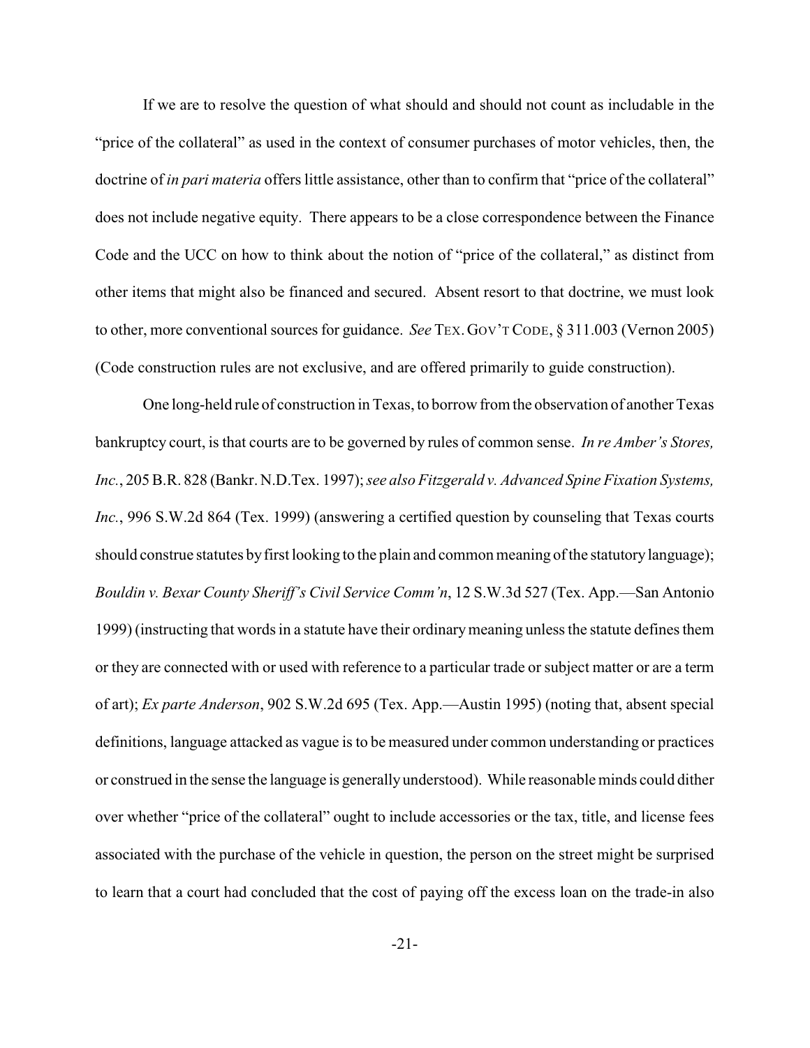If we are to resolve the question of what should and should not count as includable in the "price of the collateral" as used in the context of consumer purchases of motor vehicles, then, the doctrine of *in pari materia* offers little assistance, other than to confirm that "price of the collateral" does not include negative equity. There appears to be a close correspondence between the Finance Code and the UCC on how to think about the notion of "price of the collateral," as distinct from other items that might also be financed and secured. Absent resort to that doctrine, we must look to other, more conventional sources for guidance. *See* TEX. GOV'T CODE, § 311.003 (Vernon 2005) (Code construction rules are not exclusive, and are offered primarily to guide construction).

One long-held rule of construction in Texas, to borrow from the observation of another Texas bankruptcy court, is that courts are to be governed by rules of common sense. *In re Amber's Stores, Inc.*, 205 B.R. 828 (Bankr. N.D.Tex. 1997); *see also Fitzgerald v. Advanced Spine Fixation Systems, Inc.*, 996 S.W.2d 864 (Tex. 1999) (answering a certified question by counseling that Texas courts should construe statutes by first looking to the plain and common meaning of the statutory language); *Bouldin v. Bexar County Sheriff's Civil Service Comm'n*, 12 S.W.3d 527 (Tex. App.—San Antonio 1999) (instructing that words in a statute have their ordinary meaning unless the statute defines them or they are connected with or used with reference to a particular trade or subject matter or are a term of art); *Ex parte Anderson*, 902 S.W.2d 695 (Tex. App.—Austin 1995) (noting that, absent special definitions, language attacked as vague is to be measured under common understanding or practices or construed in the sense the language is generally understood). While reasonable minds could dither over whether "price of the collateral" ought to include accessories or the tax, title, and license fees associated with the purchase of the vehicle in question, the person on the street might be surprised to learn that a court had concluded that the cost of paying off the excess loan on the trade-in also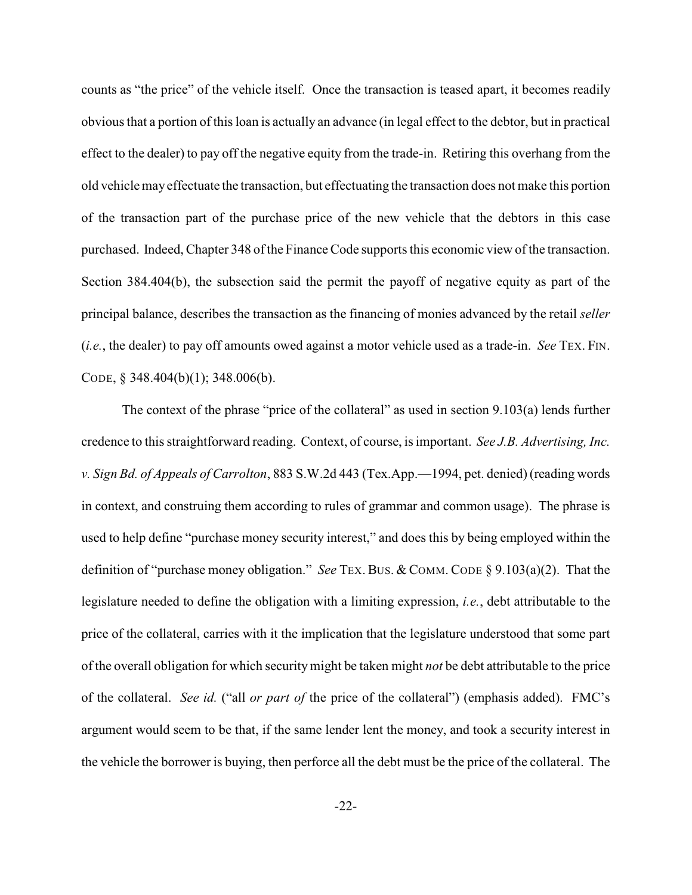counts as "the price" of the vehicle itself. Once the transaction is teased apart, it becomes readily obvious that a portion of this loan is actually an advance (in legal effect to the debtor, but in practical effect to the dealer) to pay off the negative equity from the trade-in. Retiring this overhang from the old vehicle may effectuate the transaction, but effectuating the transaction does not make this portion of the transaction part of the purchase price of the new vehicle that the debtors in this case purchased. Indeed, Chapter 348 of the Finance Code supports this economic view of the transaction. Section 384.404(b), the subsection said the permit the payoff of negative equity as part of the principal balance, describes the transaction as the financing of monies advanced by the retail *seller* (*i.e.*, the dealer) to pay off amounts owed against a motor vehicle used as a trade-in. *See* TEX. FIN. CODE, § 348.404(b)(1); 348.006(b).

The context of the phrase "price of the collateral" as used in section 9.103(a) lends further credence to this straightforward reading. Context, of course, is important. *See J.B. Advertising, Inc. v. Sign Bd. of Appeals of Carrolton*, 883 S.W.2d 443 (Tex.App.—1994, pet. denied) (reading words in context, and construing them according to rules of grammar and common usage). The phrase is used to help define "purchase money security interest," and does this by being employed within the definition of "purchase money obligation." *See* TEX. BUS. & COMM. CODE § 9.103(a)(2). That the legislature needed to define the obligation with a limiting expression, *i.e.*, debt attributable to the price of the collateral, carries with it the implication that the legislature understood that some part of the overall obligation for which security might be taken might *not* be debt attributable to the price of the collateral. *See id.* ("all *or part of* the price of the collateral") (emphasis added). FMC's argument would seem to be that, if the same lender lent the money, and took a security interest in the vehicle the borrower is buying, then perforce all the debt must be the price of the collateral. The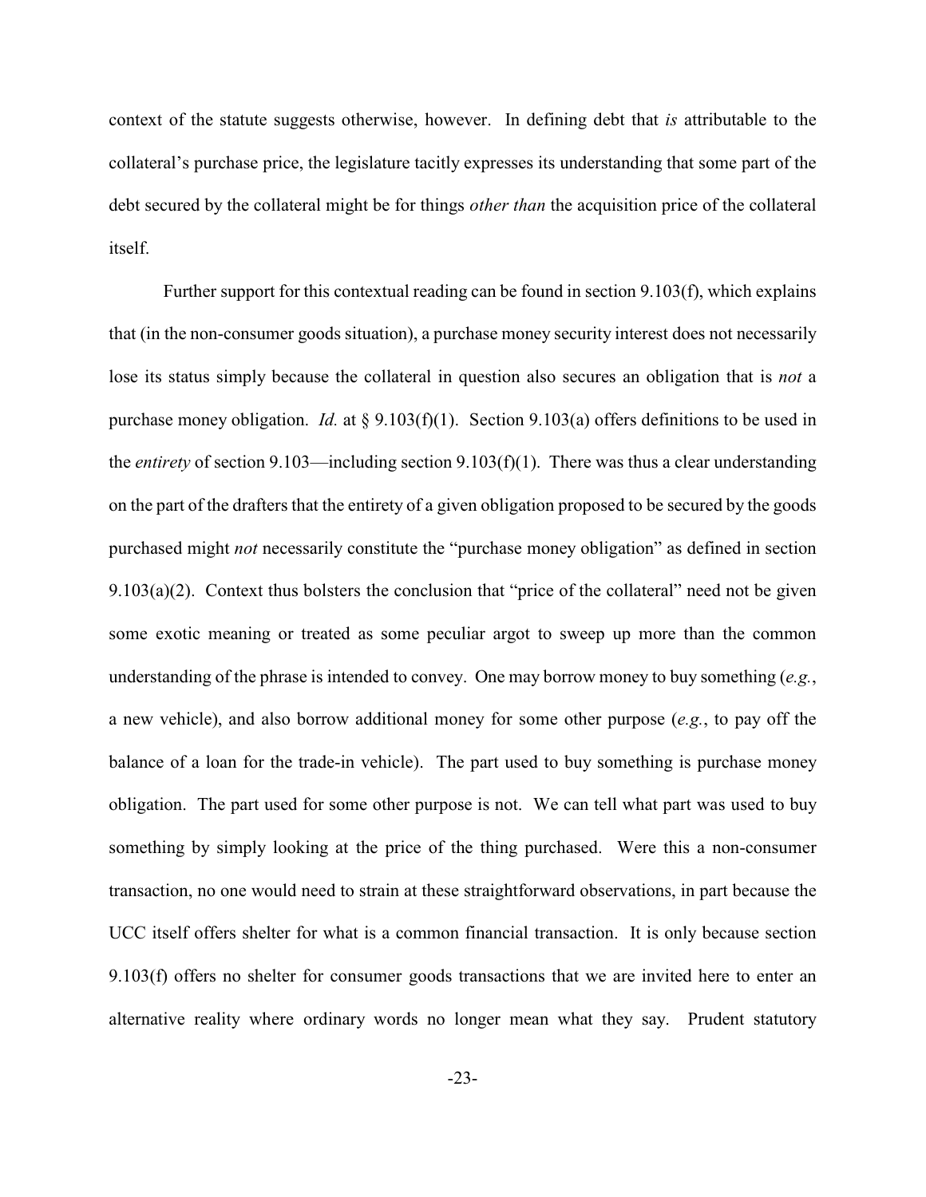context of the statute suggests otherwise, however. In defining debt that *is* attributable to the collateral's purchase price, the legislature tacitly expresses its understanding that some part of the debt secured by the collateral might be for things *other than* the acquisition price of the collateral itself.

Further support for this contextual reading can be found in section 9.103(f), which explains that (in the non-consumer goods situation), a purchase money security interest does not necessarily lose its status simply because the collateral in question also secures an obligation that is *not* a purchase money obligation. *Id.* at § 9.103(f)(1). Section 9.103(a) offers definitions to be used in the *entirety* of section 9.103—including section 9.103(f)(1). There was thus a clear understanding on the part of the drafters that the entirety of a given obligation proposed to be secured by the goods purchased might *not* necessarily constitute the "purchase money obligation" as defined in section 9.103(a)(2). Context thus bolsters the conclusion that "price of the collateral" need not be given some exotic meaning or treated as some peculiar argot to sweep up more than the common understanding of the phrase is intended to convey. One may borrow money to buy something (*e.g.*, a new vehicle), and also borrow additional money for some other purpose (*e.g.*, to pay off the balance of a loan for the trade-in vehicle). The part used to buy something is purchase money obligation. The part used for some other purpose is not. We can tell what part was used to buy something by simply looking at the price of the thing purchased. Were this a non-consumer transaction, no one would need to strain at these straightforward observations, in part because the UCC itself offers shelter for what is a common financial transaction. It is only because section 9.103(f) offers no shelter for consumer goods transactions that we are invited here to enter an alternative reality where ordinary words no longer mean what they say. Prudent statutory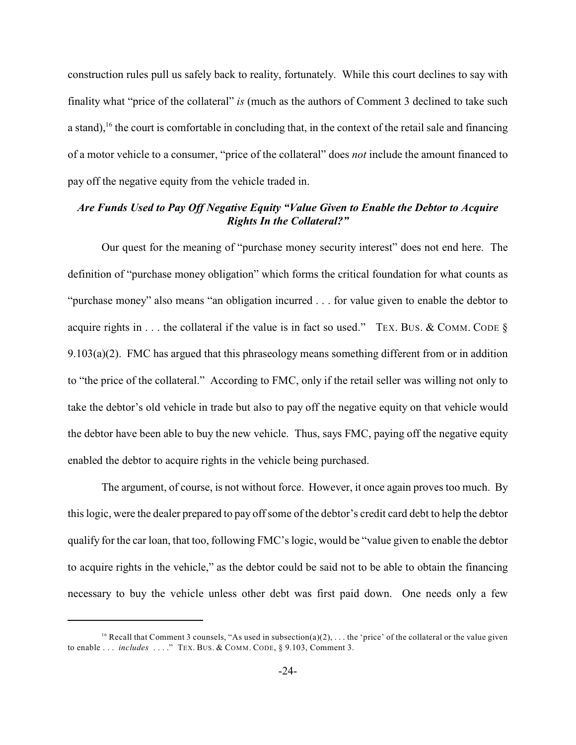construction rules pull us safely back to reality, fortunately. While this court declines to say with finality what "price of the collateral" *is* (much as the authors of Comment 3 declined to take such a stand),[16] the court is comfortable in concluding that, in the context of the retail sale and financing of a motor vehicle to a consumer, "price of the collateral" does *not* include the amount financed to pay off the negative equity from the vehicle traded in.

### *Are Funds Used to Pay Off Negative Equity "Value Given to Enable the Debtor to Acquire Rights In the Collateral?"*

Our quest for the meaning of "purchase money security interest" does not end here. The definition of "purchase money obligation" which forms the critical foundation for what counts as "purchase money" also means "an obligation incurred . . . for value given to enable the debtor to acquire rights in . . . the collateral if the value is in fact so used." TEX. BUS. & COMM. CODE § 9.103(a)(2). FMC has argued that this phraseology means something different from or in addition to "the price of the collateral." According to FMC, only if the retail seller was willing not only to take the debtor's old vehicle in trade but also to pay off the negative equity on that vehicle would the debtor have been able to buy the new vehicle. Thus, says FMC, paying off the negative equity enabled the debtor to acquire rights in the vehicle being purchased.

The argument, of course, is not without force. However, it once again proves too much. By this logic, were the dealer prepared to pay off some of the debtor's credit card debt to help the debtor qualify for the car loan, that too, following FMC's logic, would be "value given to enable the debtor to acquire rights in the vehicle," as the debtor could be said not to be able to obtain the financing necessary to buy the vehicle unless other debt was first paid down. One needs only a few

---

[16] Recall that Comment 3 counsels, "As used in subsection(a)(2), . . . the 'price' of the collateral or the value given to enable . . . *includes* . . . ." TEX. BUS. & COMM. CODE, § 9.103, Comment 3.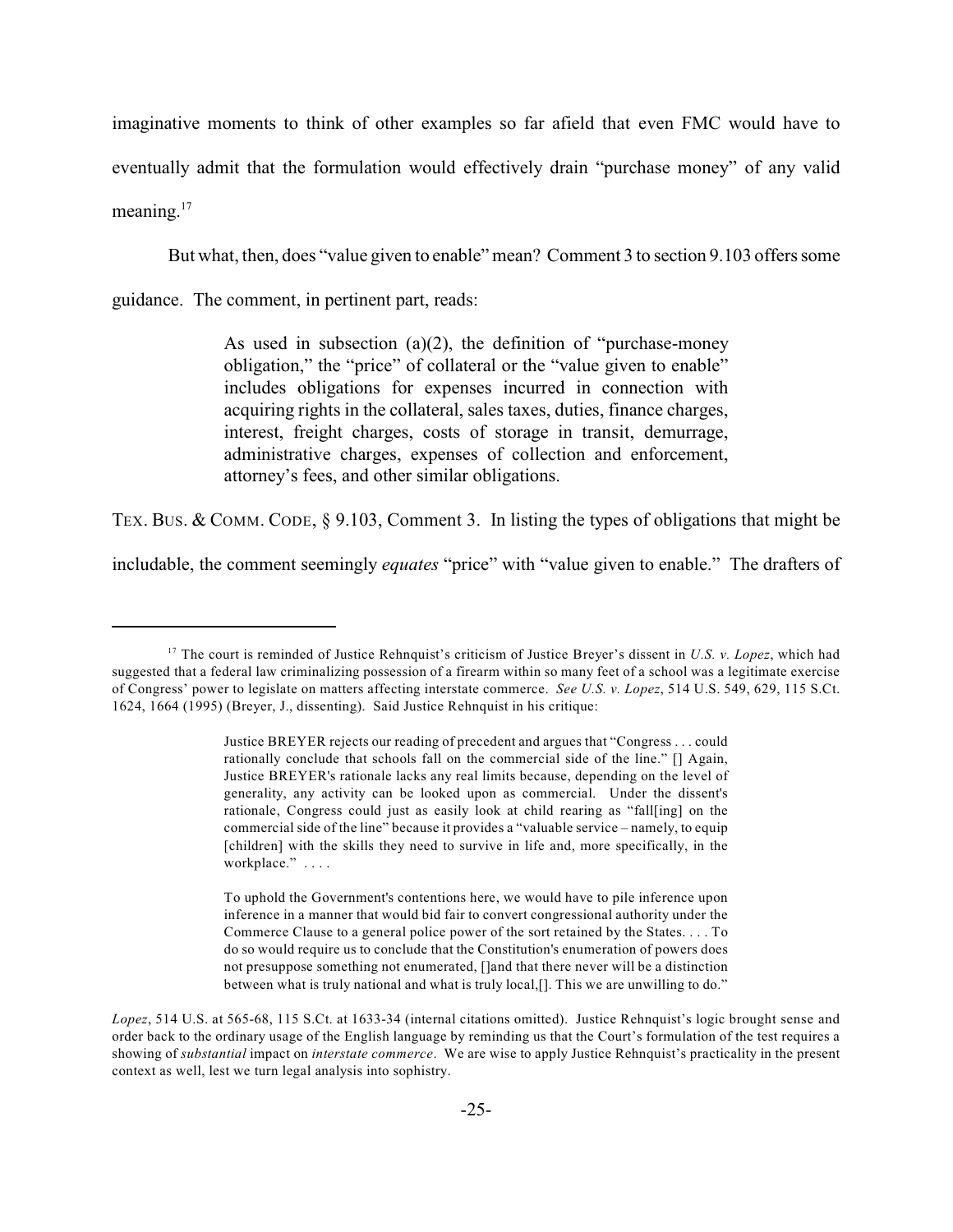imaginative moments to think of other examples so far afield that even FMC would have to eventually admit that the formulation would effectively drain "purchase money" of any valid meaning.[17]

But what, then, does "value given to enable" mean? Comment 3 to section 9.103 offers some guidance. The comment, in pertinent part, reads:

> As used in subsection (a)(2), the definition of "purchase-money obligation," the "price" of collateral or the "value given to enable" includes obligations for expenses incurred in connection with acquiring rights in the collateral, sales taxes, duties, finance charges, interest, freight charges, costs of storage in transit, demurrage, administrative charges, expenses of collection and enforcement, attorney's fees, and other similar obligations.

TEX. BUS. & COMM. CODE, § 9.103, Comment 3. In listing the types of obligations that might be includable, the comment seemingly *equates* "price" with "value given to enable." The drafters of

---

[17] The court is reminded of Justice Rehnquist's criticism of Justice Breyer's dissent in *U.S. v. Lopez*, which had suggested that a federal law criminalizing possession of a firearm within so many feet of a school was a legitimate exercise of Congress' power to legislate on matters affecting interstate commerce. *See U.S. v. Lopez*, 514 U.S. 549, 629, 115 S.Ct. 1624, 1664 (1995) (Breyer, J., dissenting). Said Justice Rehnquist in his critique:

> Justice BREYER rejects our reading of precedent and argues that "Congress . . . could rationally conclude that schools fall on the commercial side of the line." [] Again, Justice BREYER's rationale lacks any real limits because, depending on the level of generality, any activity can be looked upon as commercial. Under the dissent's rationale, Congress could just as easily look at child rearing as "fall[ing] on the commercial side of the line" because it provides a "valuable service – namely, to equip [children] with the skills they need to survive in life and, more specifically, in the workplace." . . . .
>
> To uphold the Government's contentions here, we would have to pile inference upon inference in a manner that would bid fair to convert congressional authority under the Commerce Clause to a general police power of the sort retained by the States. . . . To do so would require us to conclude that the Constitution's enumeration of powers does not presuppose something not enumerated, []and that there never will be a distinction between what is truly national and what is truly local,[]. This we are unwilling to do."

*Lopez*, 514 U.S. at 565-68, 115 S.Ct. at 1633-34 (internal citations omitted). Justice Rehnquist's logic brought sense and order back to the ordinary usage of the English language by reminding us that the Court's formulation of the test requires a showing of *substantial* impact on *interstate commerce*. We are wise to apply Justice Rehnquist's practicality in the present context as well, lest we turn legal analysis into sophistry.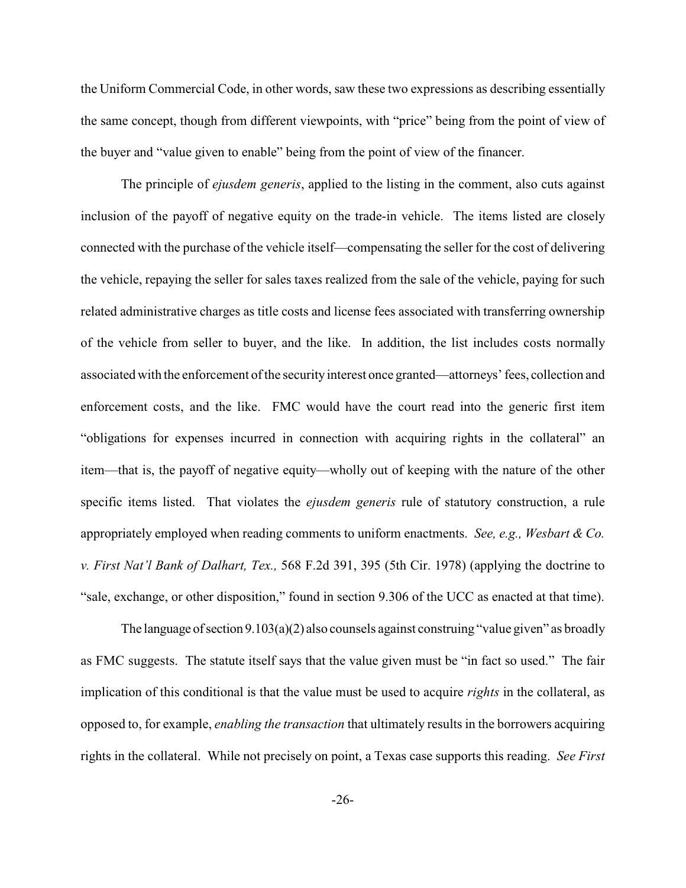the Uniform Commercial Code, in other words, saw these two expressions as describing essentially the same concept, though from different viewpoints, with "price" being from the point of view of the buyer and "value given to enable" being from the point of view of the financer.

The principle of *ejusdem generis*, applied to the listing in the comment, also cuts against inclusion of the payoff of negative equity on the trade-in vehicle. The items listed are closely connected with the purchase of the vehicle itself—compensating the seller for the cost of delivering the vehicle, repaying the seller for sales taxes realized from the sale of the vehicle, paying for such related administrative charges as title costs and license fees associated with transferring ownership of the vehicle from seller to buyer, and the like. In addition, the list includes costs normally associated with the enforcement of the security interest once granted—attorneys' fees, collection and enforcement costs, and the like. FMC would have the court read into the generic first item "obligations for expenses incurred in connection with acquiring rights in the collateral" an item—that is, the payoff of negative equity—wholly out of keeping with the nature of the other specific items listed. That violates the *ejusdem generis* rule of statutory construction, a rule appropriately employed when reading comments to uniform enactments. *See, e.g., Wesbart & Co. v. First Nat'l Bank of Dalhart, Tex.,* 568 F.2d 391, 395 (5th Cir. 1978) (applying the doctrine to "sale, exchange, or other disposition," found in section 9.306 of the UCC as enacted at that time).

The language of section 9.103(a)(2) also counsels against construing "value given" as broadly as FMC suggests. The statute itself says that the value given must be "in fact so used." The fair implication of this conditional is that the value must be used to acquire *rights* in the collateral, as opposed to, for example, *enabling the transaction* that ultimately results in the borrowers acquiring rights in the collateral. While not precisely on point, a Texas case supports this reading. *See First*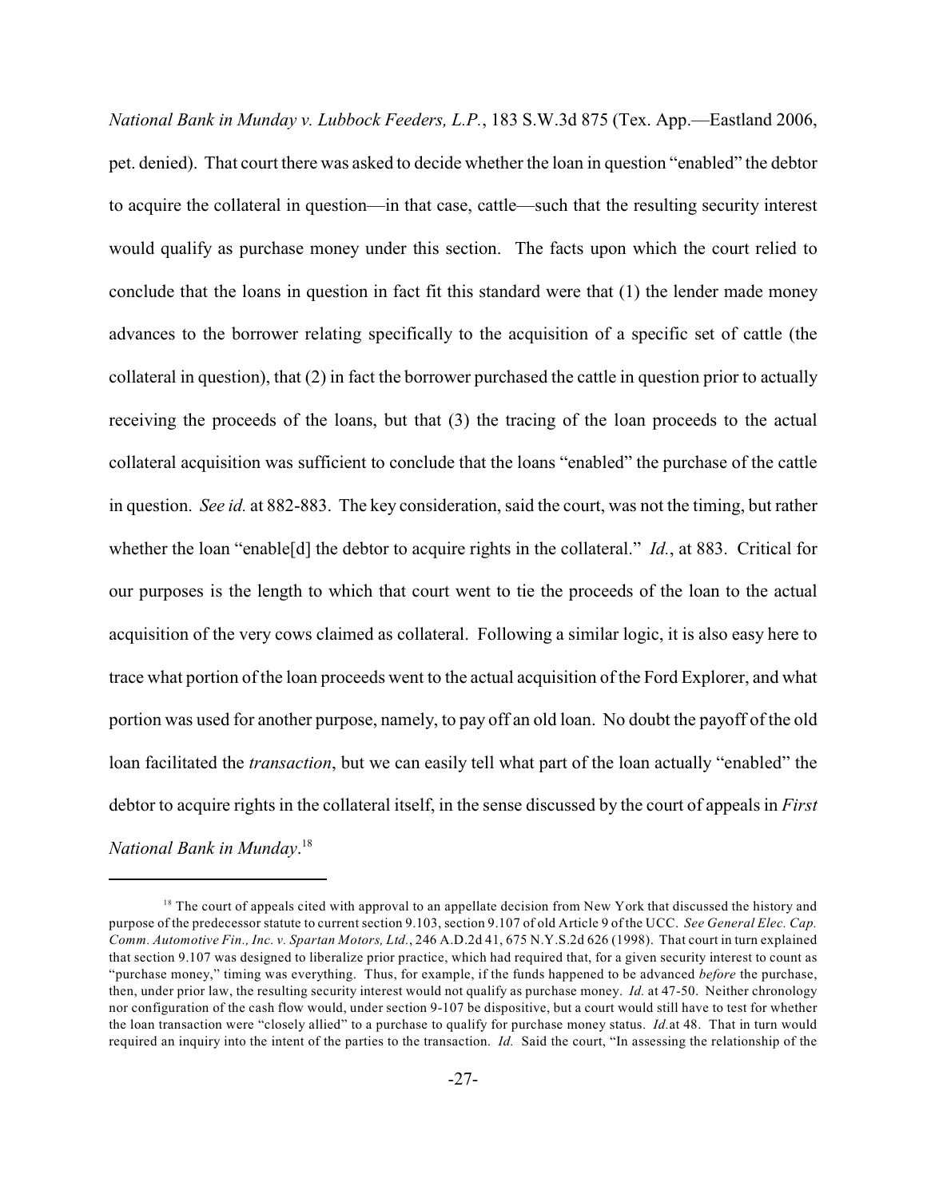*National Bank in Munday v. Lubbock Feeders, L.P.*, 183 S.W.3d 875 (Tex. App.—Eastland 2006, pet. denied). That court there was asked to decide whether the loan in question "enabled" the debtor to acquire the collateral in question—in that case, cattle—such that the resulting security interest would qualify as purchase money under this section. The facts upon which the court relied to conclude that the loans in question in fact fit this standard were that (1) the lender made money advances to the borrower relating specifically to the acquisition of a specific set of cattle (the collateral in question), that (2) in fact the borrower purchased the cattle in question prior to actually receiving the proceeds of the loans, but that (3) the tracing of the loan proceeds to the actual collateral acquisition was sufficient to conclude that the loans "enabled" the purchase of the cattle in question. *See id.* at 882-883. The key consideration, said the court, was not the timing, but rather whether the loan "enable[d] the debtor to acquire rights in the collateral." *Id.*, at 883. Critical for our purposes is the length to which that court went to tie the proceeds of the loan to the actual acquisition of the very cows claimed as collateral. Following a similar logic, it is also easy here to trace what portion of the loan proceeds went to the actual acquisition of the Ford Explorer, and what portion was used for another purpose, namely, to pay off an old loan. No doubt the payoff of the old loan facilitated the *transaction*, but we can easily tell what part of the loan actually "enabled" the debtor to acquire rights in the collateral itself, in the sense discussed by the court of appeals in *First National Bank in Munday*.[18]

---

[18] The court of appeals cited with approval to an appellate decision from New York that discussed the history and purpose of the predecessor statute to current section 9.103, section 9.107 of old Article 9 of the UCC. *See General Elec. Cap. Comm. Automotive Fin., Inc. v. Spartan Motors, Ltd.*, 246 A.D.2d 41, 675 N.Y.S.2d 626 (1998). That court in turn explained that section 9.107 was designed to liberalize prior practice, which had required that, for a given security interest to count as "purchase money," timing was everything. Thus, for example, if the funds happened to be advanced *before* the purchase, then, under prior law, the resulting security interest would not qualify as purchase money. *Id.* at 47-50. Neither chronology nor configuration of the cash flow would, under section 9-107 be dispositive, but a court would still have to test for whether the loan transaction were "closely allied" to a purchase to qualify for purchase money status. *Id.*at 48. That in turn would required an inquiry into the intent of the parties to the transaction. *Id.* Said the court, "In assessing the relationship of the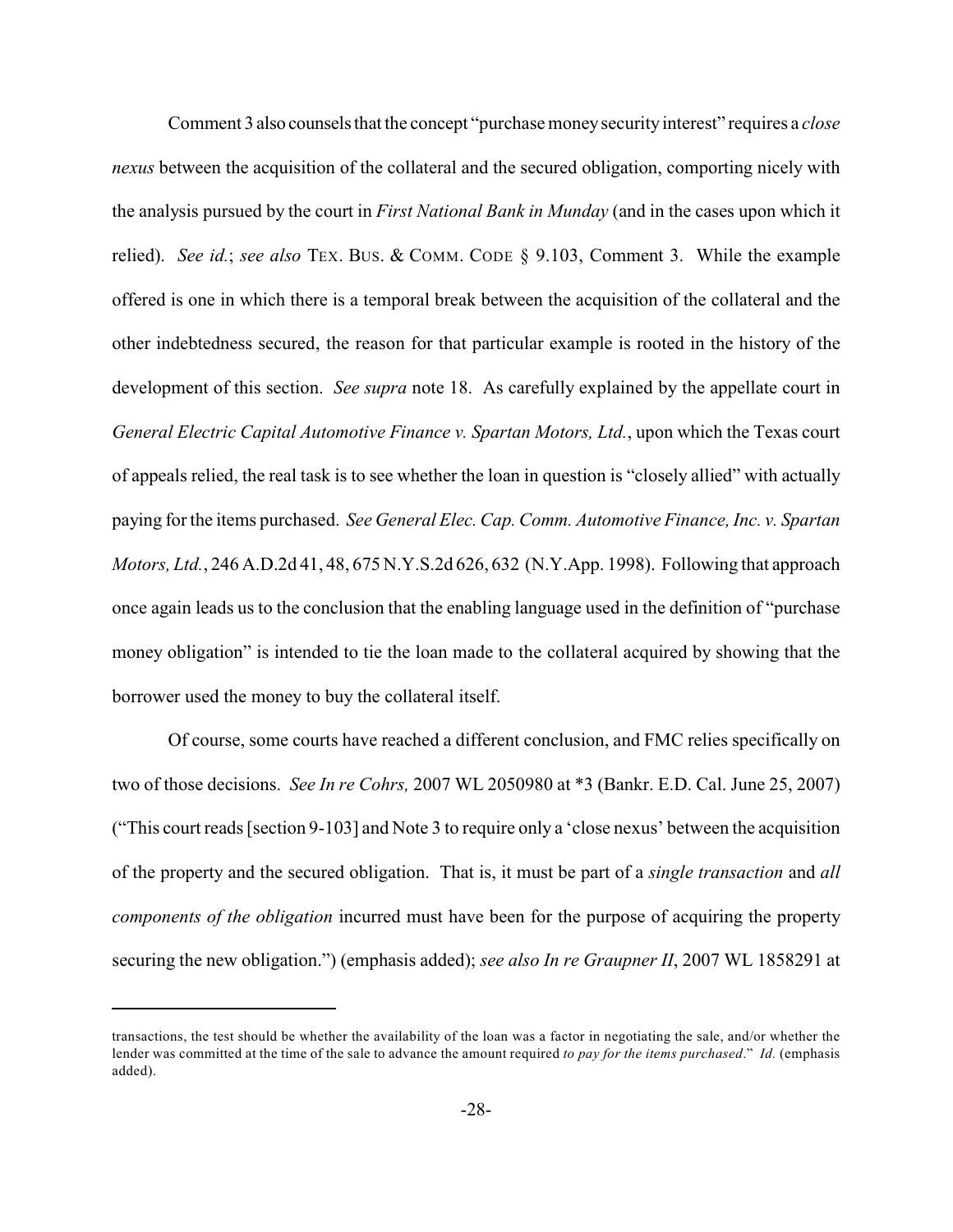Comment 3 also counsels that the concept "purchase money security interest" requires a *close nexus* between the acquisition of the collateral and the secured obligation, comporting nicely with the analysis pursued by the court in *First National Bank in Munday* (and in the cases upon which it relied). *See id.*; *see also* TEX. BUS. & COMM. CODE § 9.103, Comment 3. While the example offered is one in which there is a temporal break between the acquisition of the collateral and the other indebtedness secured, the reason for that particular example is rooted in the history of the development of this section. *See supra* note 18. As carefully explained by the appellate court in *General Electric Capital Automotive Finance v. Spartan Motors, Ltd.*, upon which the Texas court of appeals relied, the real task is to see whether the loan in question is "closely allied" with actually paying for the items purchased. *See General Elec. Cap. Comm. Automotive Finance, Inc. v. Spartan Motors, Ltd.*, 246 A.D.2d 41, 48, 675 N.Y.S.2d 626, 632 (N.Y.App. 1998). Following that approach once again leads us to the conclusion that the enabling language used in the definition of "purchase money obligation" is intended to tie the loan made to the collateral acquired by showing that the borrower used the money to buy the collateral itself.

Of course, some courts have reached a different conclusion, and FMC relies specifically on two of those decisions. *See In re Cohrs,* 2007 WL 2050980 at *3 (Bankr. E.D. Cal. June 25, 2007) ("This court reads [section 9-103] and Note 3 to require only a 'close nexus' between the acquisition of the property and the secured obligation. That is, it must be part of a *single transaction* and *all components of the obligation* incurred must have been for the purpose of acquiring the property securing the new obligation.") (emphasis added); *see also In re Graupner II*, 2007 WL 1858291 at

---

transactions, the test should be whether the availability of the loan was a factor in negotiating the sale, and/or whether the lender was committed at the time of the sale to advance the amount required *to pay for the items purchased*." *Id.* (emphasis added).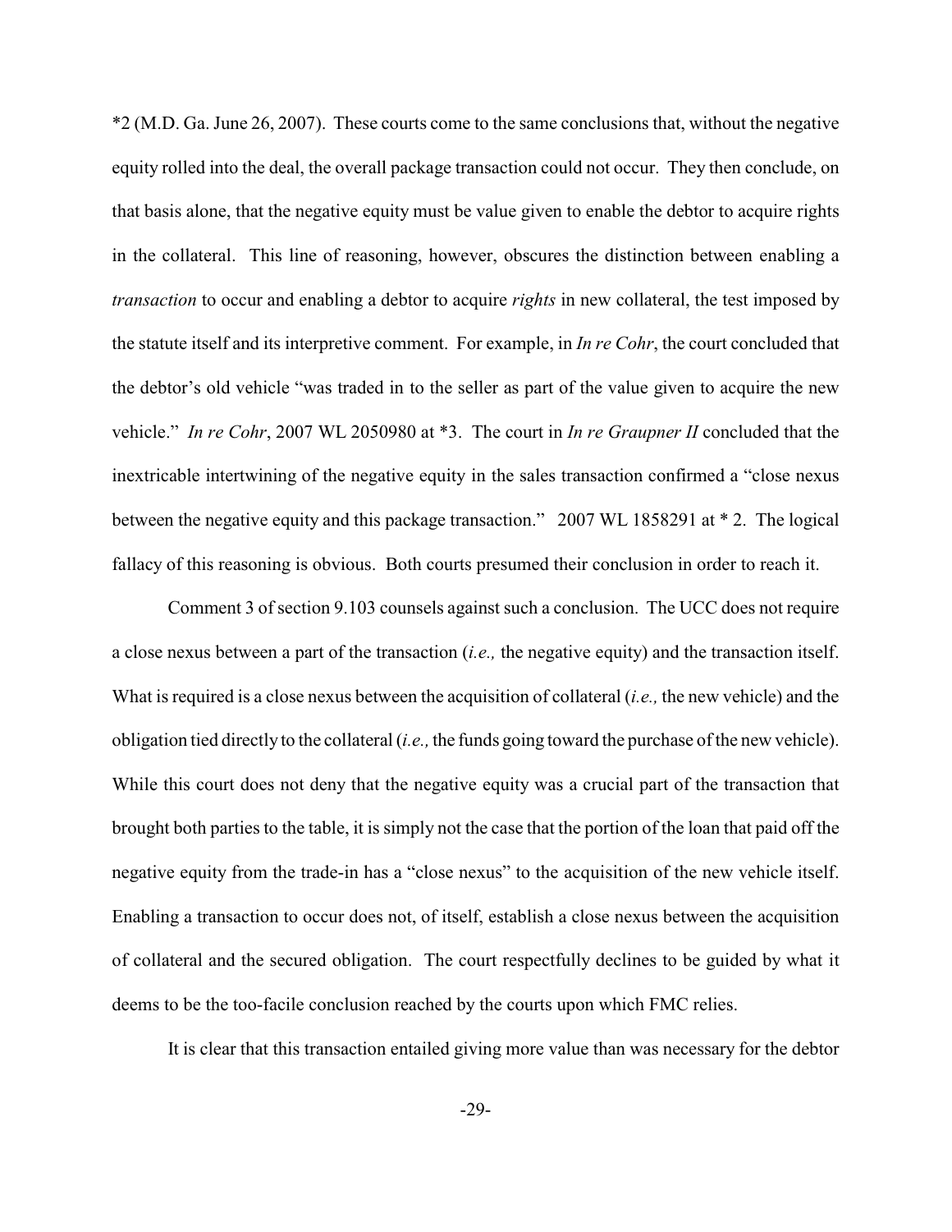*2 (M.D. Ga. June 26, 2007). These courts come to the same conclusions that, without the negative equity rolled into the deal, the overall package transaction could not occur. They then conclude, on that basis alone, that the negative equity must be value given to enable the debtor to acquire rights in the collateral. This line of reasoning, however, obscures the distinction between enabling a *transaction* to occur and enabling a debtor to acquire *rights* in new collateral, the test imposed by the statute itself and its interpretive comment. For example, in *In re Cohr*, the court concluded that the debtor's old vehicle "was traded in to the seller as part of the value given to acquire the new vehicle." *In re Cohr*, 2007 WL 2050980 at *3. The court in *In re Graupner II* concluded that the inextricable intertwining of the negative equity in the sales transaction confirmed a "close nexus between the negative equity and this package transaction." 2007 WL 1858291 at * 2. The logical fallacy of this reasoning is obvious. Both courts presumed their conclusion in order to reach it.

Comment 3 of section 9.103 counsels against such a conclusion. The UCC does not require a close nexus between a part of the transaction (*i.e.,* the negative equity) and the transaction itself. What is required is a close nexus between the acquisition of collateral (*i.e.,* the new vehicle) and the obligation tied directly to the collateral (*i.e.,* the funds going toward the purchase of the new vehicle). While this court does not deny that the negative equity was a crucial part of the transaction that brought both parties to the table, it is simply not the case that the portion of the loan that paid off the negative equity from the trade-in has a "close nexus" to the acquisition of the new vehicle itself. Enabling a transaction to occur does not, of itself, establish a close nexus between the acquisition of collateral and the secured obligation. The court respectfully declines to be guided by what it deems to be the too-facile conclusion reached by the courts upon which FMC relies.

It is clear that this transaction entailed giving more value than was necessary for the debtor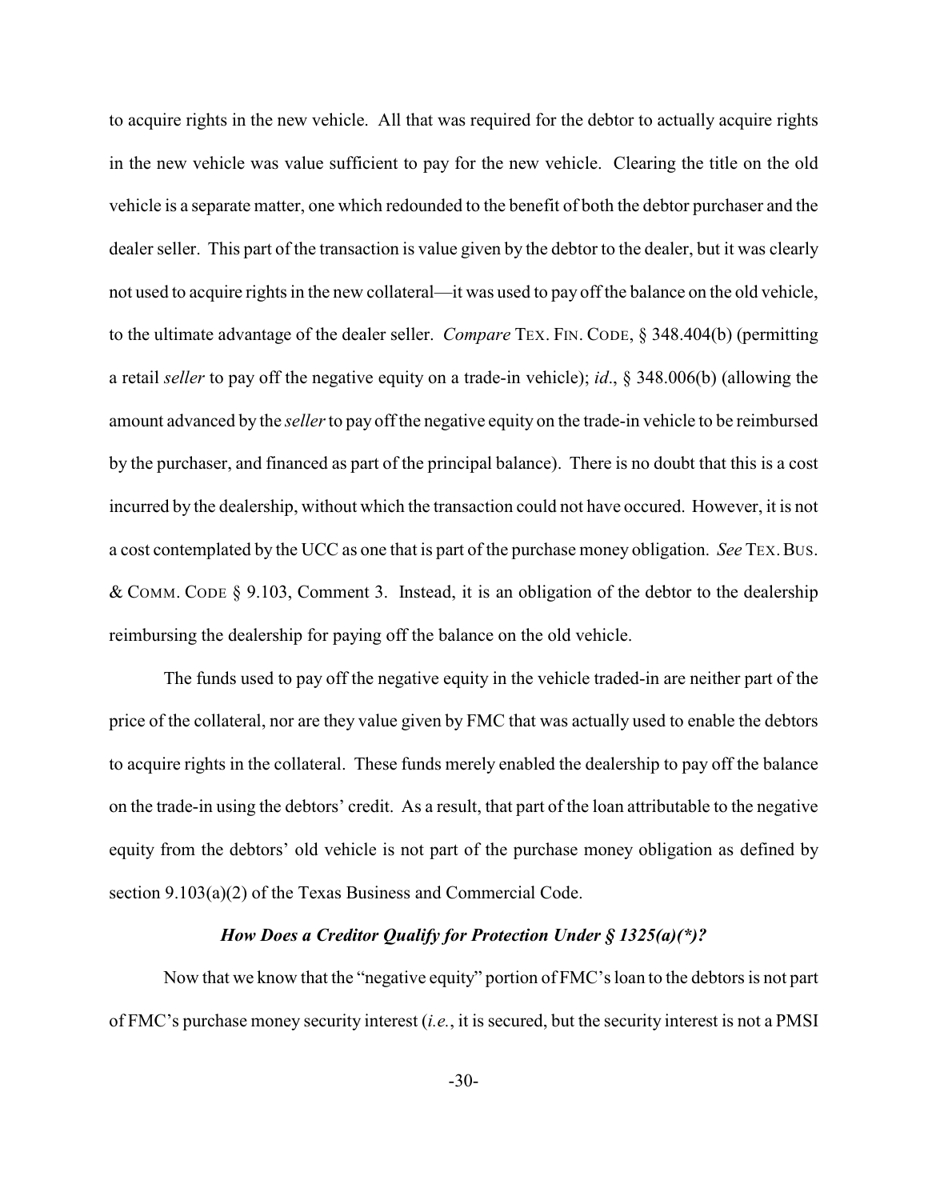to acquire rights in the new vehicle. All that was required for the debtor to actually acquire rights in the new vehicle was value sufficient to pay for the new vehicle. Clearing the title on the old vehicle is a separate matter, one which redounded to the benefit of both the debtor purchaser and the dealer seller. This part of the transaction is value given by the debtor to the dealer, but it was clearly not used to acquire rights in the new collateral—it was used to pay off the balance on the old vehicle, to the ultimate advantage of the dealer seller. *Compare* TEX. FIN. CODE, § 348.404(b) (permitting a retail *seller* to pay off the negative equity on a trade-in vehicle); *id*., § 348.006(b) (allowing the amount advanced by the *seller* to pay off the negative equity on the trade-in vehicle to be reimbursed by the purchaser, and financed as part of the principal balance). There is no doubt that this is a cost incurred by the dealership, without which the transaction could not have occured. However, it is not a cost contemplated by the UCC as one that is part of the purchase money obligation. *See* TEX. BUS. & COMM. CODE § 9.103, Comment 3. Instead, it is an obligation of the debtor to the dealership reimbursing the dealership for paying off the balance on the old vehicle.

The funds used to pay off the negative equity in the vehicle traded-in are neither part of the price of the collateral, nor are they value given by FMC that was actually used to enable the debtors to acquire rights in the collateral. These funds merely enabled the dealership to pay off the balance on the trade-in using the debtors' credit. As a result, that part of the loan attributable to the negative equity from the debtors' old vehicle is not part of the purchase money obligation as defined by section 9.103(a)(2) of the Texas Business and Commercial Code.

### *How Does a Creditor Qualify for Protection Under § 1325(a)(\*)?*

Now that we know that the "negative equity" portion of FMC's loan to the debtors is not part of FMC's purchase money security interest (*i.e.*, it is secured, but the security interest is not a PMSI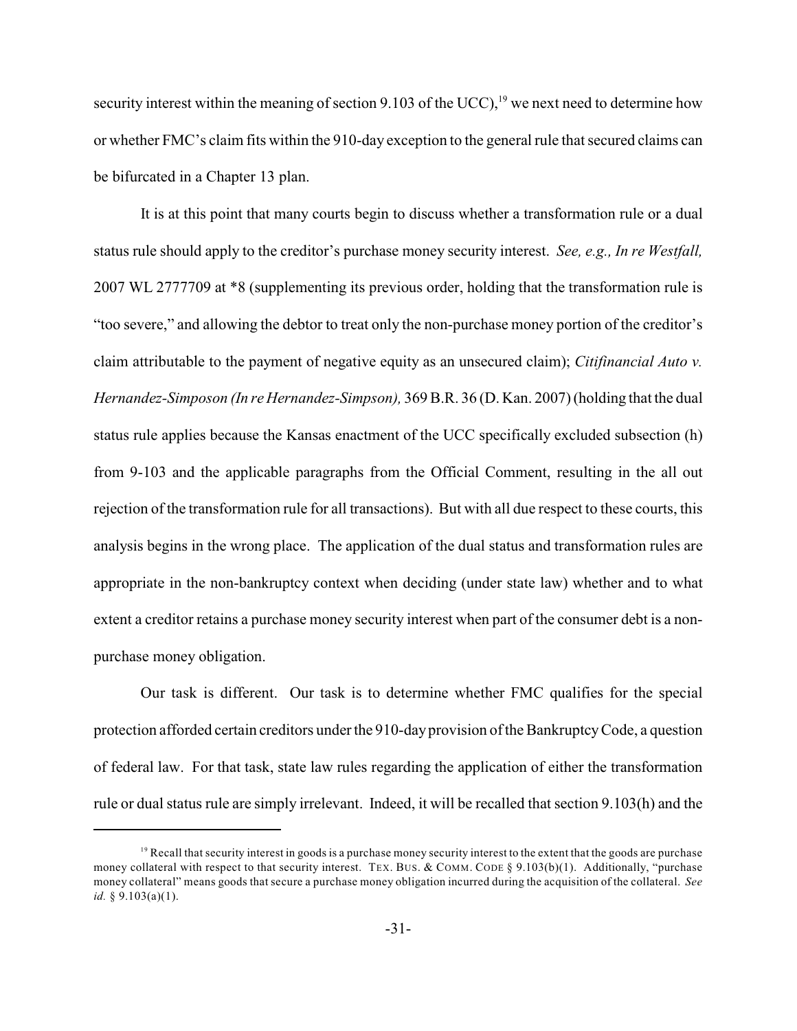security interest within the meaning of section 9.103 of the UCC),[19] we next need to determine how or whether FMC's claim fits within the 910-day exception to the general rule that secured claims can be bifurcated in a Chapter 13 plan.

It is at this point that many courts begin to discuss whether a transformation rule or a dual status rule should apply to the creditor's purchase money security interest. *See, e.g., In re Westfall,* 2007 WL 2777709 at *8 (supplementing its previous order, holding that the transformation rule is "too severe," and allowing the debtor to treat only the non-purchase money portion of the creditor's claim attributable to the payment of negative equity as an unsecured claim); *Citifinancial Auto v. Hernandez-Simposon (In re Hernandez-Simpson),* 369 B.R. 36 (D. Kan. 2007) (holding that the dual status rule applies because the Kansas enactment of the UCC specifically excluded subsection (h) from 9-103 and the applicable paragraphs from the Official Comment, resulting in the all out rejection of the transformation rule for all transactions). But with all due respect to these courts, this analysis begins in the wrong place. The application of the dual status and transformation rules are appropriate in the non-bankruptcy context when deciding (under state law) whether and to what extent a creditor retains a purchase money security interest when part of the consumer debt is a non-purchase money obligation.

Our task is different. Our task is to determine whether FMC qualifies for the special protection afforded certain creditors under the 910-day provision of the Bankruptcy Code, a question of federal law. For that task, state law rules regarding the application of either the transformation rule or dual status rule are simply irrelevant. Indeed, it will be recalled that section 9.103(h) and the

---

[19] Recall that security interest in goods is a purchase money security interest to the extent that the goods are purchase money collateral with respect to that security interest. TEX. BUS. & COMM. CODE § 9.103(b)(1). Additionally, "purchase money collateral" means goods that secure a purchase money obligation incurred during the acquisition of the collateral. *See id.* § 9.103(a)(1).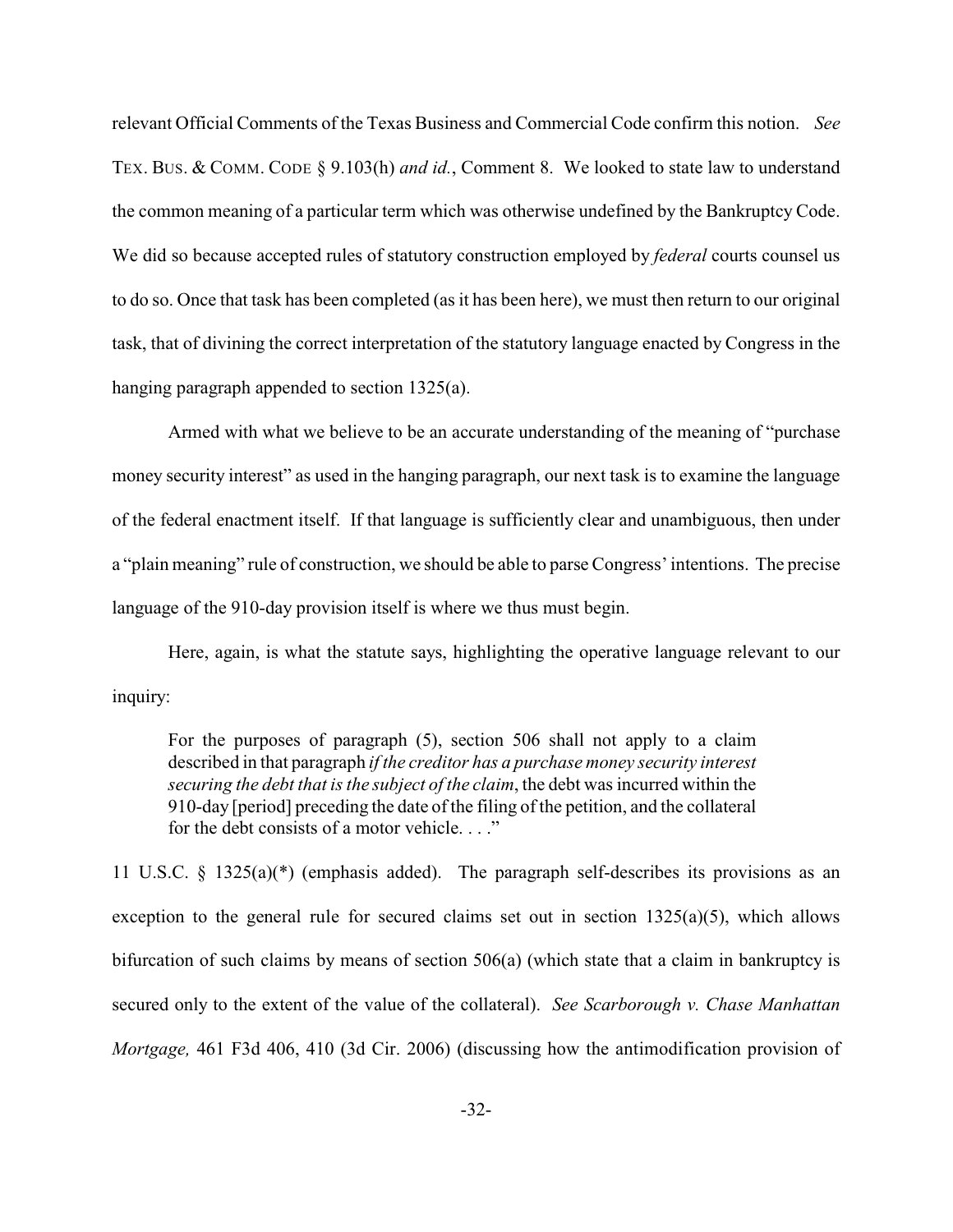relevant Official Comments of the Texas Business and Commercial Code confirm this notion. *See* TEX. BUS. & COMM. CODE § 9.103(h) *and id.*, Comment 8. We looked to state law to understand the common meaning of a particular term which was otherwise undefined by the Bankruptcy Code. We did so because accepted rules of statutory construction employed by *federal* courts counsel us to do so. Once that task has been completed (as it has been here), we must then return to our original task, that of divining the correct interpretation of the statutory language enacted by Congress in the hanging paragraph appended to section 1325(a).

Armed with what we believe to be an accurate understanding of the meaning of "purchase money security interest" as used in the hanging paragraph, our next task is to examine the language of the federal enactment itself. If that language is sufficiently clear and unambiguous, then under a "plain meaning" rule of construction, we should be able to parse Congress' intentions. The precise language of the 910-day provision itself is where we thus must begin.

Here, again, is what the statute says, highlighting the operative language relevant to our inquiry:

> For the purposes of paragraph (5), section 506 shall not apply to a claim described in that paragraph *if the creditor has a purchase money security interest securing the debt that is the subject of the claim*, the debt was incurred within the 910-day [period] preceding the date of the filing of the petition, and the collateral for the debt consists of a motor vehicle. . . ."

11 U.S.C. § 1325(a)(*) (emphasis added). The paragraph self-describes its provisions as an exception to the general rule for secured claims set out in section 1325(a)(5), which allows bifurcation of such claims by means of section 506(a) (which state that a claim in bankruptcy is secured only to the extent of the value of the collateral). *See Scarborough v. Chase Manhattan Mortgage,* 461 F3d 406, 410 (3d Cir. 2006) (discussing how the antimodification provision of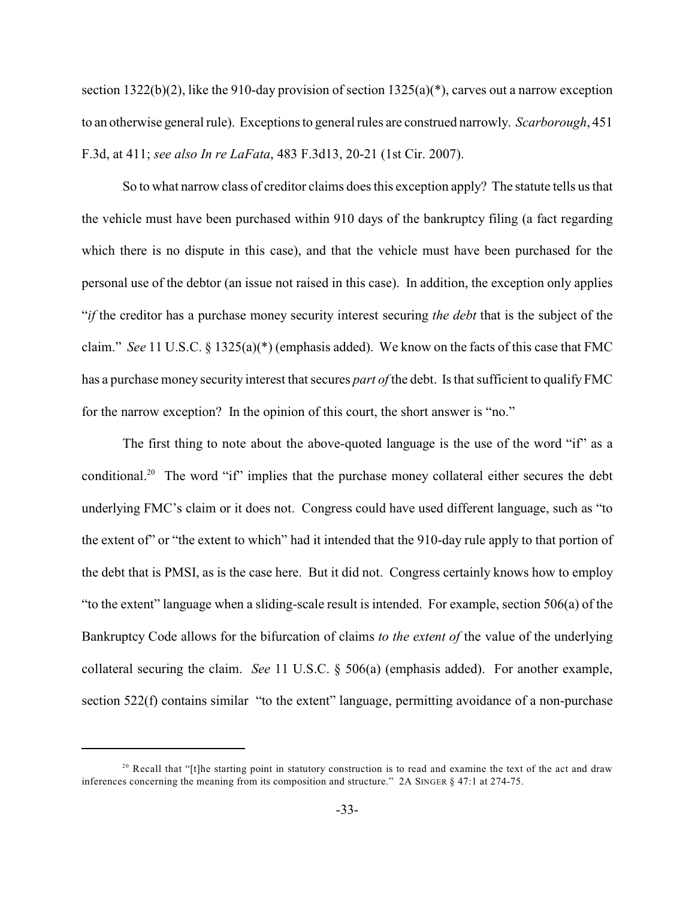section 1322(b)(2), like the 910-day provision of section 1325(a)(*), carves out a narrow exception to an otherwise general rule). Exceptions to general rules are construed narrowly. *Scarborough*, 451 F.3d, at 411; *see also In re LaFata*, 483 F.3d13, 20-21 (1st Cir. 2007).

So to what narrow class of creditor claims does this exception apply? The statute tells us that the vehicle must have been purchased within 910 days of the bankruptcy filing (a fact regarding which there is no dispute in this case), and that the vehicle must have been purchased for the personal use of the debtor (an issue not raised in this case). In addition, the exception only applies "*if* the creditor has a purchase money security interest securing *the debt* that is the subject of the claim." *See* 11 U.S.C. § 1325(a)(*) (emphasis added). We know on the facts of this case that FMC has a purchase money security interest that secures *part of* the debt. Is that sufficient to qualify FMC for the narrow exception? In the opinion of this court, the short answer is "no."

The first thing to note about the above-quoted language is the use of the word "if" as a conditional.[20] The word "if" implies that the purchase money collateral either secures the debt underlying FMC's claim or it does not. Congress could have used different language, such as "to the extent of" or "the extent to which" had it intended that the 910-day rule apply to that portion of the debt that is PMSI, as is the case here. But it did not. Congress certainly knows how to employ "to the extent" language when a sliding-scale result is intended. For example, section 506(a) of the Bankruptcy Code allows for the bifurcation of claims *to the extent of* the value of the underlying collateral securing the claim. *See* 11 U.S.C. § 506(a) (emphasis added). For another example, section 522(f) contains similar "to the extent" language, permitting avoidance of a non-purchase

[20] Recall that "[t]he starting point in statutory construction is to read and examine the text of the act and draw inferences concerning the meaning from its composition and structure." 2A SINGER § 47:1 at 274-75.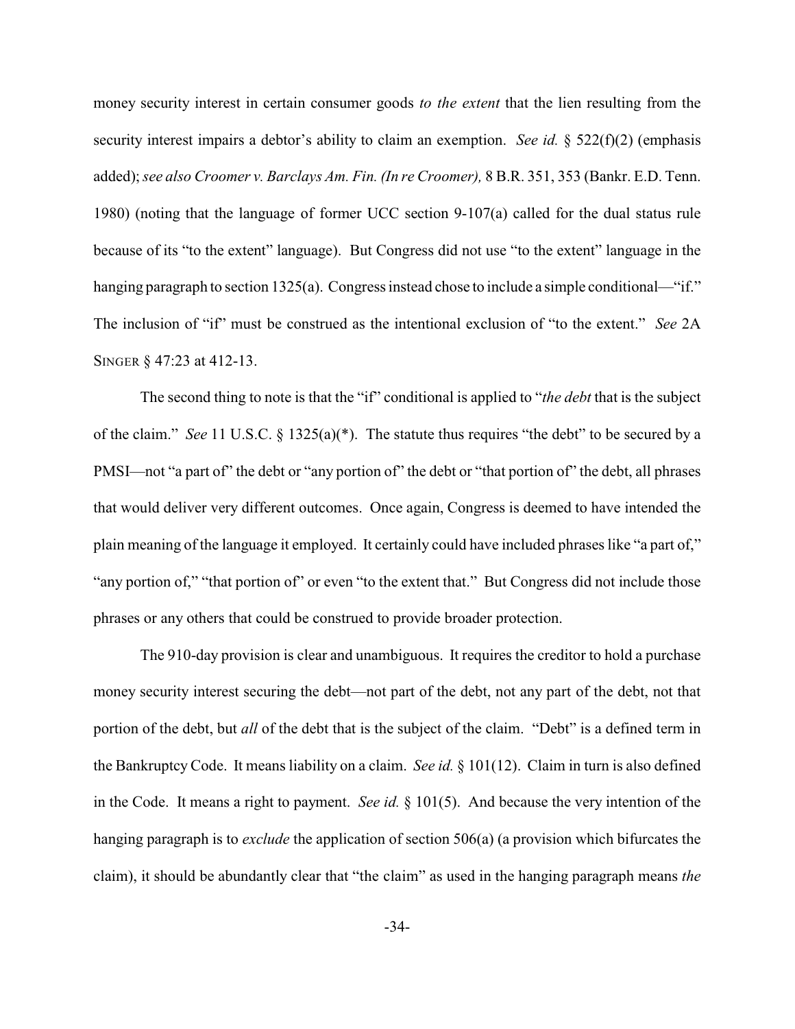money security interest in certain consumer goods *to the extent* that the lien resulting from the security interest impairs a debtor's ability to claim an exemption. *See id.* § 522(f)(2) (emphasis added); *see also Croomer v. Barclays Am. Fin. (In re Croomer),* 8 B.R. 351, 353 (Bankr. E.D. Tenn. 1980) (noting that the language of former UCC section 9-107(a) called for the dual status rule because of its "to the extent" language). But Congress did not use "to the extent" language in the hanging paragraph to section 1325(a). Congress instead chose to include a simple conditional—"if." The inclusion of "if" must be construed as the intentional exclusion of "to the extent." *See* 2A SINGER § 47:23 at 412-13.

The second thing to note is that the "if" conditional is applied to "*the debt* that is the subject of the claim." *See* 11 U.S.C. § 1325(a)(*). The statute thus requires "the debt" to be secured by a PMSI—not "a part of" the debt or "any portion of" the debt or "that portion of" the debt, all phrases that would deliver very different outcomes. Once again, Congress is deemed to have intended the plain meaning of the language it employed. It certainly could have included phrases like "a part of," "any portion of," "that portion of" or even "to the extent that." But Congress did not include those phrases or any others that could be construed to provide broader protection.

The 910-day provision is clear and unambiguous. It requires the creditor to hold a purchase money security interest securing the debt—not part of the debt, not any part of the debt, not that portion of the debt, but *all* of the debt that is the subject of the claim. "Debt" is a defined term in the Bankruptcy Code. It means liability on a claim. *See id.* § 101(12). Claim in turn is also defined in the Code. It means a right to payment. *See id.* § 101(5). And because the very intention of the hanging paragraph is to *exclude* the application of section 506(a) (a provision which bifurcates the claim), it should be abundantly clear that "the claim" as used in the hanging paragraph means *the*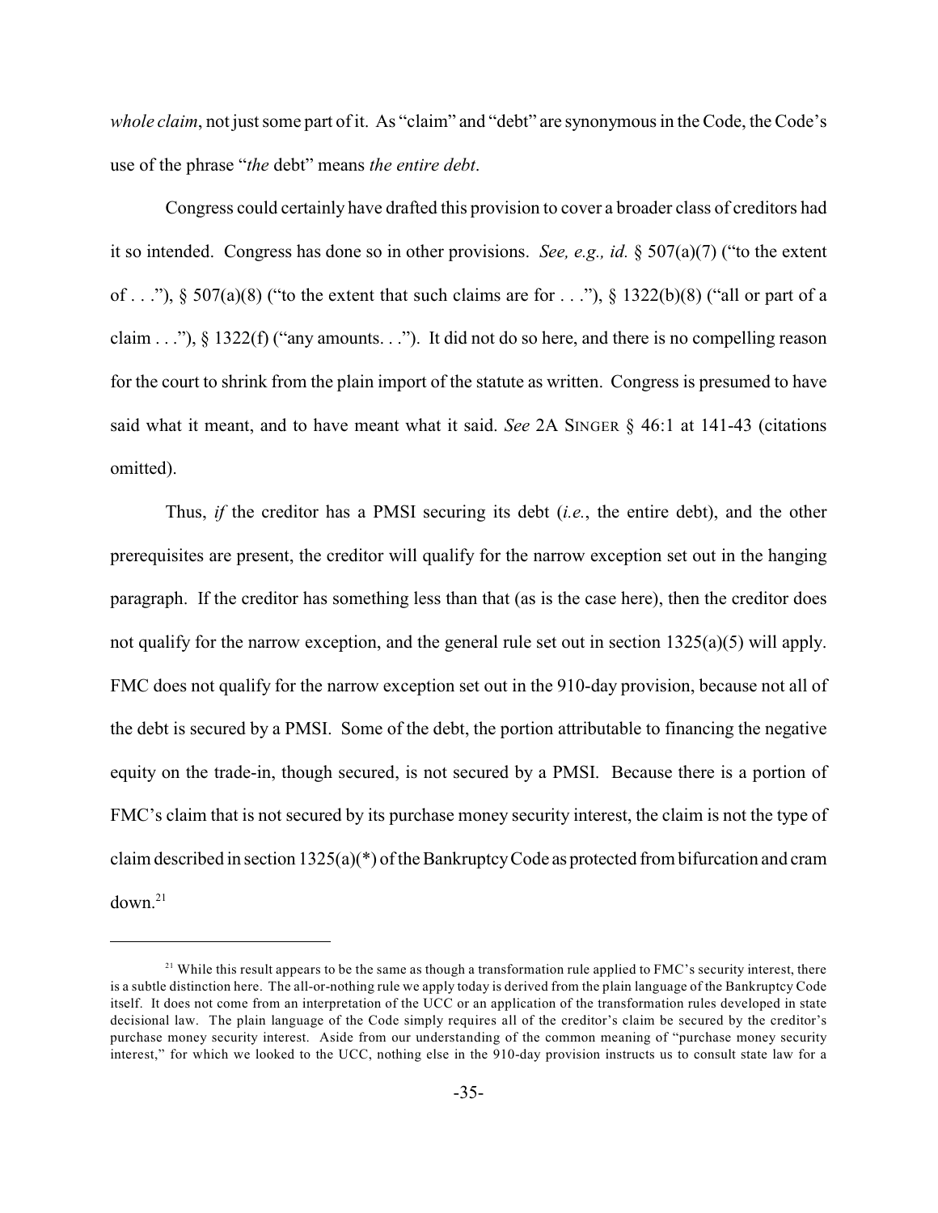*whole claim*, not just some part of it. As "claim" and "debt" are synonymous in the Code, the Code's use of the phrase "*the* debt" means *the entire debt*.

Congress could certainly have drafted this provision to cover a broader class of creditors had it so intended. Congress has done so in other provisions. *See, e.g., id.* § 507(a)(7) ("to the extent of . . ."), § 507(a)(8) ("to the extent that such claims are for . . ."), § 1322(b)(8) ("all or part of a claim . . ."), § 1322(f) ("any amounts. . ."). It did not do so here, and there is no compelling reason for the court to shrink from the plain import of the statute as written. Congress is presumed to have said what it meant, and to have meant what it said. *See* 2A SINGER § 46:1 at 141-43 (citations omitted).

Thus, *if* the creditor has a PMSI securing its debt (*i.e.*, the entire debt), and the other prerequisites are present, the creditor will qualify for the narrow exception set out in the hanging paragraph. If the creditor has something less than that (as is the case here), then the creditor does not qualify for the narrow exception, and the general rule set out in section 1325(a)(5) will apply. FMC does not qualify for the narrow exception set out in the 910-day provision, because not all of the debt is secured by a PMSI. Some of the debt, the portion attributable to financing the negative equity on the trade-in, though secured, is not secured by a PMSI. Because there is a portion of FMC's claim that is not secured by its purchase money security interest, the claim is not the type of claim described in section 1325(a)(*) of the Bankruptcy Code as protected from bifurcation and cram down.[21]

---

[21] While this result appears to be the same as though a transformation rule applied to FMC's security interest, there is a subtle distinction here. The all-or-nothing rule we apply today is derived from the plain language of the Bankruptcy Code itself. It does not come from an interpretation of the UCC or an application of the transformation rules developed in state decisional law. The plain language of the Code simply requires all of the creditor's claim be secured by the creditor's purchase money security interest. Aside from our understanding of the common meaning of "purchase money security interest," for which we looked to the UCC, nothing else in the 910-day provision instructs us to consult state law for a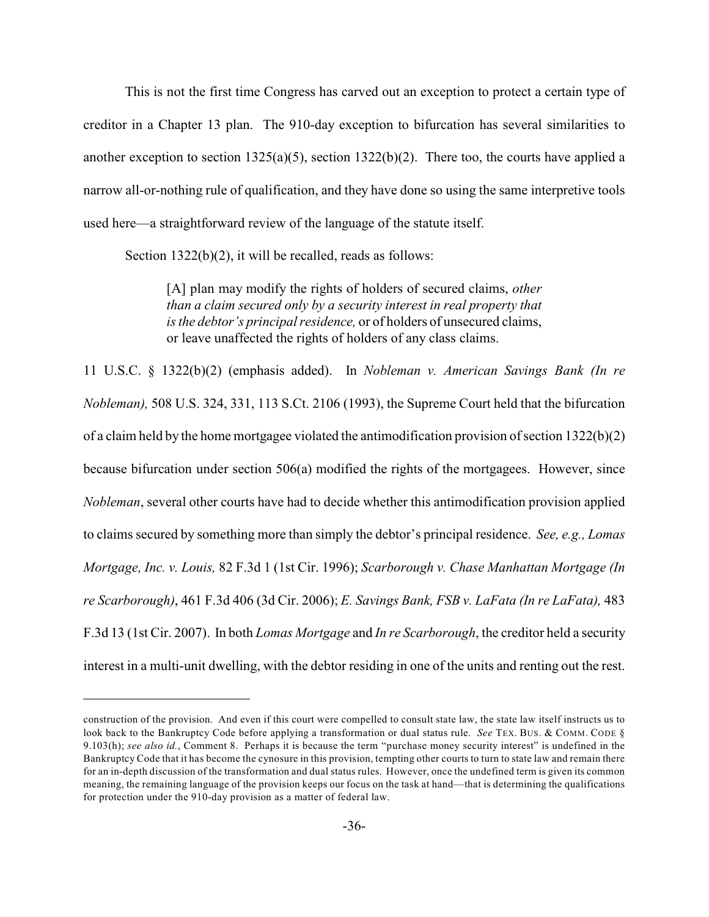This is not the first time Congress has carved out an exception to protect a certain type of creditor in a Chapter 13 plan. The 910-day exception to bifurcation has several similarities to another exception to section 1325(a)(5), section 1322(b)(2). There too, the courts have applied a narrow all-or-nothing rule of qualification, and they have done so using the same interpretive tools used here—a straightforward review of the language of the statute itself.

Section 1322(b)(2), it will be recalled, reads as follows:

> [A] plan may modify the rights of holders of secured claims, *other than a claim secured only by a security interest in real property that is the debtor's principal residence,* or of holders of unsecured claims, or leave unaffected the rights of holders of any class claims.

11 U.S.C. § 1322(b)(2) (emphasis added). In *Nobleman v. American Savings Bank (In re Nobleman),* 508 U.S. 324, 331, 113 S.Ct. 2106 (1993), the Supreme Court held that the bifurcation of a claim held by the home mortgagee violated the antimodification provision of section 1322(b)(2) because bifurcation under section 506(a) modified the rights of the mortgagees. However, since *Nobleman*, several other courts have had to decide whether this antimodification provision applied to claims secured by something more than simply the debtor's principal residence. *See, e.g., Lomas Mortgage, Inc. v. Louis,* 82 F.3d 1 (1st Cir. 1996); *Scarborough v. Chase Manhattan Mortgage (In re Scarborough)*, 461 F.3d 406 (3d Cir. 2006); *E. Savings Bank, FSB v. LaFata (In re LaFata),* 483 F.3d 13 (1st Cir. 2007). In both *Lomas Mortgage* and *In re Scarborough*, the creditor held a security interest in a multi-unit dwelling, with the debtor residing in one of the units and renting out the rest.

---

construction of the provision. And even if this court were compelled to consult state law, the state law itself instructs us to look back to the Bankruptcy Code before applying a transformation or dual status rule. *See* TEX. BUS. & COMM. CODE § 9.103(h); *see also id.*, Comment 8. Perhaps it is because the term "purchase money security interest" is undefined in the Bankruptcy Code that it has become the cynosure in this provision, tempting other courts to turn to state law and remain there for an in-depth discussion of the transformation and dual status rules. However, once the undefined term is given its common meaning, the remaining language of the provision keeps our focus on the task at hand—that is determining the qualifications for protection under the 910-day provision as a matter of federal law.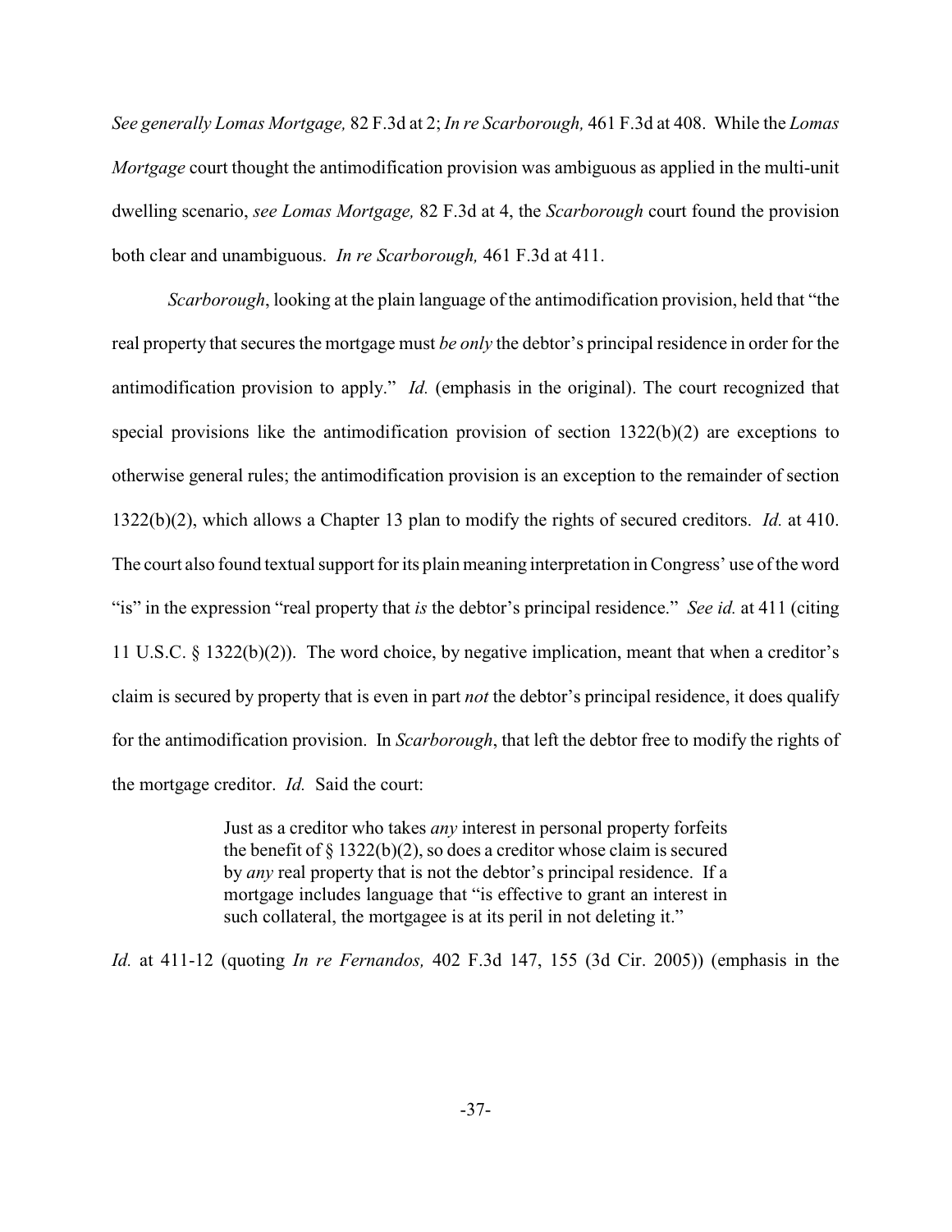*See generally Lomas Mortgage,* 82 F.3d at 2; *In re Scarborough,* 461 F.3d at 408. While the *Lomas Mortgage* court thought the antimodification provision was ambiguous as applied in the multi-unit dwelling scenario, *see Lomas Mortgage,* 82 F.3d at 4, the *Scarborough* court found the provision both clear and unambiguous. *In re Scarborough,* 461 F.3d at 411.

*Scarborough*, looking at the plain language of the antimodification provision, held that "the real property that secures the mortgage must *be only* the debtor's principal residence in order for the antimodification provision to apply." *Id.* (emphasis in the original). The court recognized that special provisions like the antimodification provision of section 1322(b)(2) are exceptions to otherwise general rules; the antimodification provision is an exception to the remainder of section 1322(b)(2), which allows a Chapter 13 plan to modify the rights of secured creditors. *Id.* at 410. The court also found textual support for its plain meaning interpretation in Congress' use of the word "is" in the expression "real property that *is* the debtor's principal residence." *See id.* at 411 (citing 11 U.S.C. § 1322(b)(2)). The word choice, by negative implication, meant that when a creditor's claim is secured by property that is even in part *not* the debtor's principal residence, it does qualify for the antimodification provision. In *Scarborough*, that left the debtor free to modify the rights of the mortgage creditor. *Id.* Said the court:

> Just as a creditor who takes *any* interest in personal property forfeits the benefit of § 1322(b)(2), so does a creditor whose claim is secured by *any* real property that is not the debtor's principal residence. If a mortgage includes language that "is effective to grant an interest in such collateral, the mortgagee is at its peril in not deleting it."

*Id.* at 411-12 (quoting *In re Fernandos,* 402 F.3d 147, 155 (3d Cir. 2005)) (emphasis in the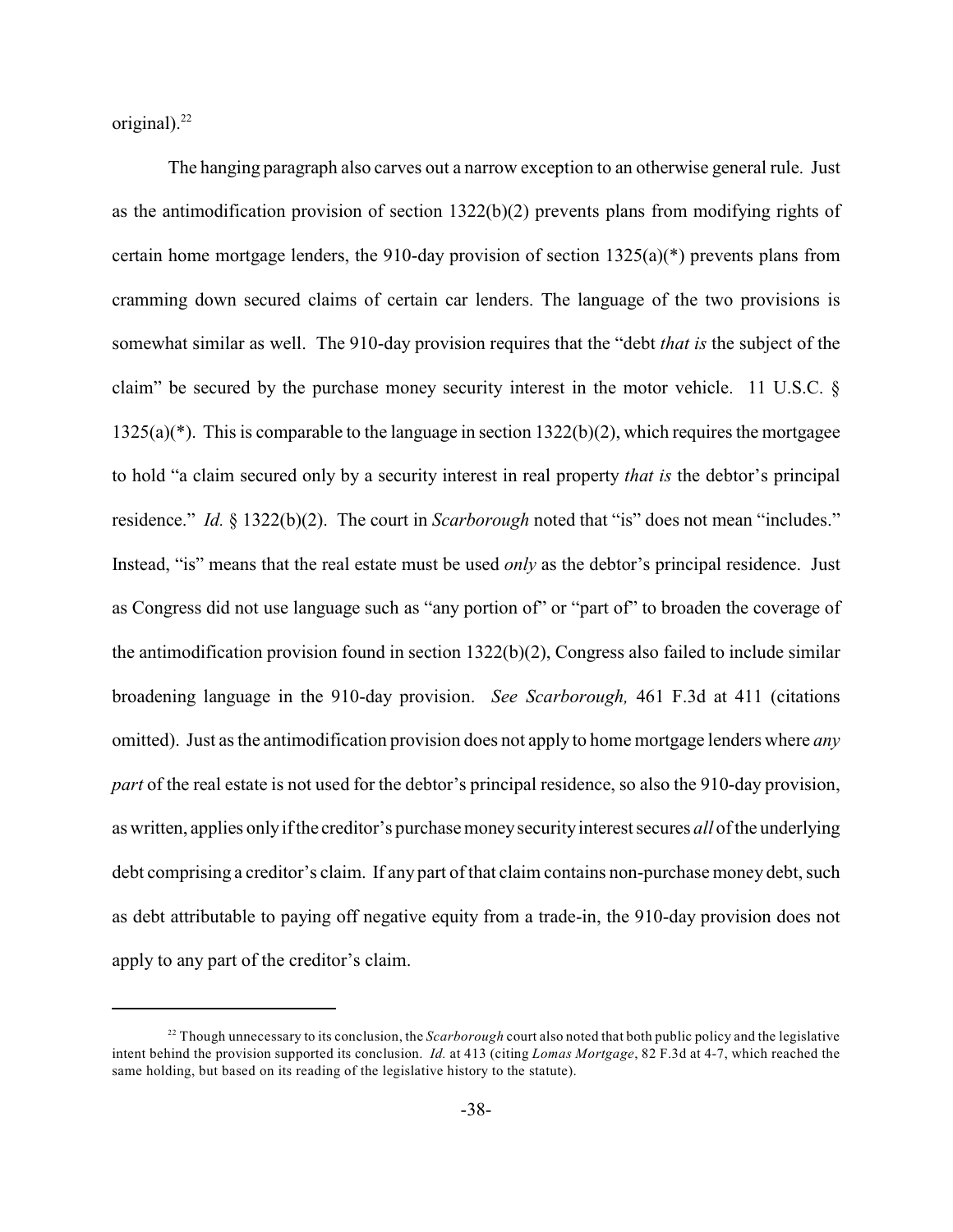original).[22]

The hanging paragraph also carves out a narrow exception to an otherwise general rule. Just as the antimodification provision of section 1322(b)(2) prevents plans from modifying rights of certain home mortgage lenders, the 910-day provision of section 1325(a)(*) prevents plans from cramming down secured claims of certain car lenders. The language of the two provisions is somewhat similar as well. The 910-day provision requires that the "debt *that is* the subject of the claim" be secured by the purchase money security interest in the motor vehicle. 11 U.S.C. § 1325(a)(*). This is comparable to the language in section 1322(b)(2), which requires the mortgagee to hold "a claim secured only by a security interest in real property *that is* the debtor's principal residence." *Id.* § 1322(b)(2). The court in *Scarborough* noted that "is" does not mean "includes." Instead, "is" means that the real estate must be used *only* as the debtor's principal residence. Just as Congress did not use language such as "any portion of" or "part of" to broaden the coverage of the antimodification provision found in section 1322(b)(2), Congress also failed to include similar broadening language in the 910-day provision. *See Scarborough,* 461 F.3d at 411 (citations omitted). Just as the antimodification provision does not apply to home mortgage lenders where *any part* of the real estate is not used for the debtor's principal residence, so also the 910-day provision, as written, applies only if the creditor's purchase money security interest secures *all* of the underlying debt comprising a creditor's claim. If any part of that claim contains non-purchase money debt, such as debt attributable to paying off negative equity from a trade-in, the 910-day provision does not apply to any part of the creditor's claim.

---

[22] Though unnecessary to its conclusion, the *Scarborough* court also noted that both public policy and the legislative intent behind the provision supported its conclusion. *Id.* at 413 (citing *Lomas Mortgage*, 82 F.3d at 4-7, which reached the same holding, but based on its reading of the legislative history to the statute).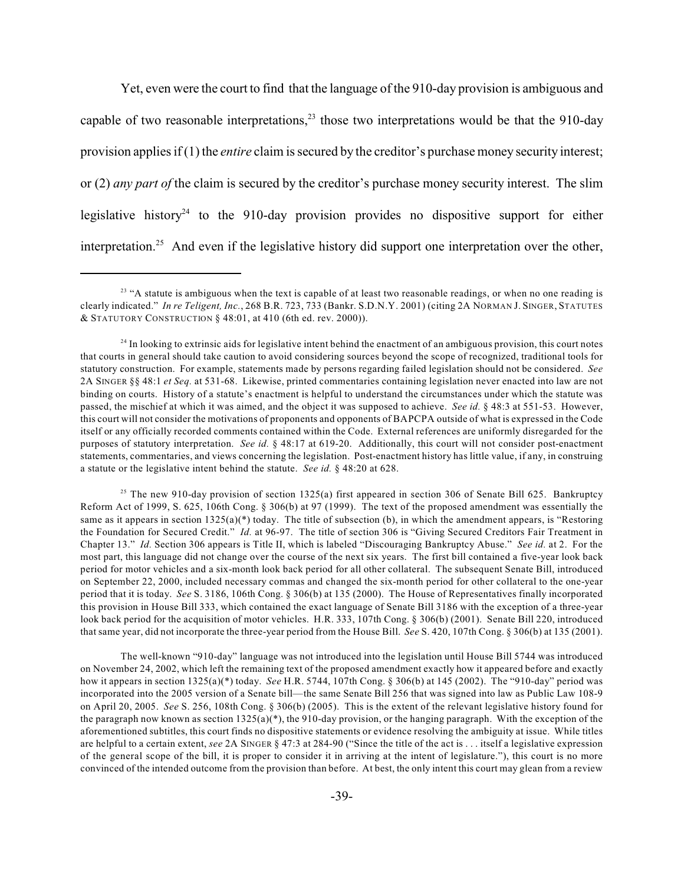Yet, even were the court to find that the language of the 910-day provision is ambiguous and capable of two reasonable interpretations,[23] those two interpretations would be that the 910-day provision applies if (1) the *entire* claim is secured by the creditor's purchase money security interest; or (2) *any part of* the claim is secured by the creditor's purchase money security interest. The slim legislative history[24] to the 910-day provision provides no dispositive support for either interpretation.[25] And even if the legislative history did support one interpretation over the other,

---

[23] "A statute is ambiguous when the text is capable of at least two reasonable readings, or when no one reading is clearly indicated." *In re Teligent, Inc.*, 268 B.R. 723, 733 (Bankr. S.D.N.Y. 2001) (citing 2A NORMAN J. SINGER, STATUTES & STATUTORY CONSTRUCTION § 48:01, at 410 (6th ed. rev. 2000)).

[24] In looking to extrinsic aids for legislative intent behind the enactment of an ambiguous provision, this court notes that courts in general should take caution to avoid considering sources beyond the scope of recognized, traditional tools for statutory construction. For example, statements made by persons regarding failed legislation should not be considered. *See* 2A SINGER §§ 48:1 *et Seq.* at 531-68. Likewise, printed commentaries containing legislation never enacted into law are not binding on courts. History of a statute's enactment is helpful to understand the circumstances under which the statute was passed, the mischief at which it was aimed, and the object it was supposed to achieve. *See id.* § 48:3 at 551-53. However, this court will not consider the motivations of proponents and opponents of BAPCPA outside of what is expressed in the Code itself or any officially recorded comments contained within the Code. External references are uniformly disregarded for the purposes of statutory interpretation. *See id.* § 48:17 at 619-20. Additionally, this court will not consider post-enactment statements, commentaries, and views concerning the legislation. Post-enactment history has little value, if any, in construing a statute or the legislative intent behind the statute. *See id.* § 48:20 at 628.

[25] The new 910-day provision of section 1325(a) first appeared in section 306 of Senate Bill 625. Bankruptcy Reform Act of 1999, S. 625, 106th Cong. § 306(b) at 97 (1999). The text of the proposed amendment was essentially the same as it appears in section 1325(a)(*) today. The title of subsection (b), in which the amendment appears, is "Restoring the Foundation for Secured Credit." *Id.* at 96-97. The title of section 306 is "Giving Secured Creditors Fair Treatment in Chapter 13." *Id.* Section 306 appears is Title II, which is labeled "Discouraging Bankruptcy Abuse." *See id.* at 2. For the most part, this language did not change over the course of the next six years. The first bill contained a five-year look back period for motor vehicles and a six-month look back period for all other collateral. The subsequent Senate Bill, introduced on September 22, 2000, included necessary commas and changed the six-month period for other collateral to the one-year period that it is today. *See* S. 3186, 106th Cong. § 306(b) at 135 (2000). The House of Representatives finally incorporated this provision in House Bill 333, which contained the exact language of Senate Bill 3186 with the exception of a three-year look back period for the acquisition of motor vehicles. H.R. 333, 107th Cong. § 306(b) (2001). Senate Bill 220, introduced that same year, did not incorporate the three-year period from the House Bill. *See* S. 420, 107th Cong. § 306(b) at 135 (2001).

The well-known "910-day" language was not introduced into the legislation until House Bill 5744 was introduced on November 24, 2002, which left the remaining text of the proposed amendment exactly how it appeared before and exactly how it appears in section 1325(a)(*) today. *See* H.R. 5744, 107th Cong. § 306(b) at 145 (2002). The "910-day" period was incorporated into the 2005 version of a Senate bill—the same Senate Bill 256 that was signed into law as Public Law 108-9 on April 20, 2005. *See* S. 256, 108th Cong. § 306(b) (2005). This is the extent of the relevant legislative history found for the paragraph now known as section 1325(a)(*), the 910-day provision, or the hanging paragraph. With the exception of the aforementioned subtitles, this court finds no dispositive statements or evidence resolving the ambiguity at issue. While titles are helpful to a certain extent, *see* 2A SINGER § 47:3 at 284-90 ("Since the title of the act is . . . itself a legislative expression of the general scope of the bill, it is proper to consider it in arriving at the intent of legislature."), this court is no more convinced of the intended outcome from the provision than before. At best, the only intent this court may glean from a review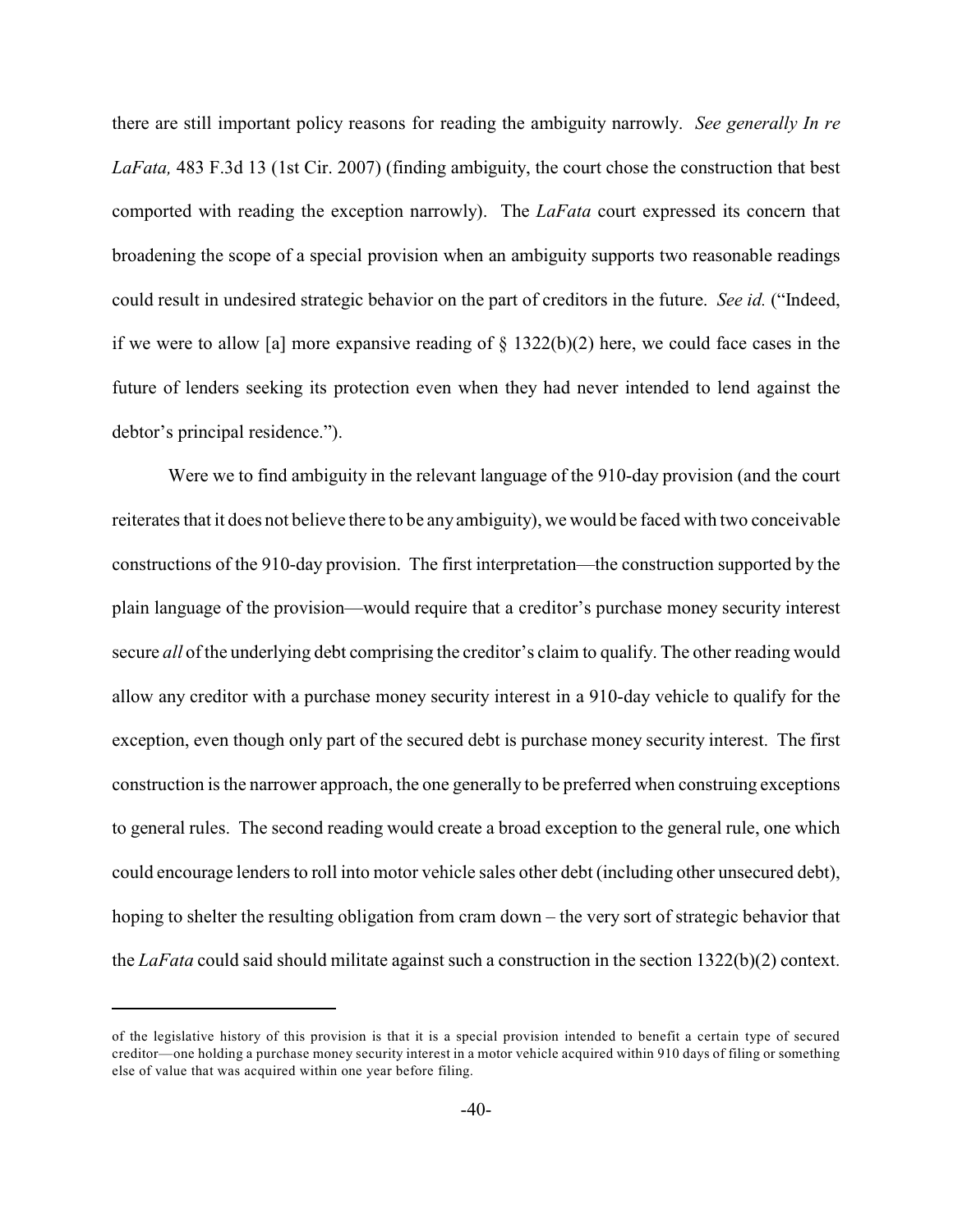there are still important policy reasons for reading the ambiguity narrowly. *See generally In re LaFata,* 483 F.3d 13 (1st Cir. 2007) (finding ambiguity, the court chose the construction that best comported with reading the exception narrowly). The *LaFata* court expressed its concern that broadening the scope of a special provision when an ambiguity supports two reasonable readings could result in undesired strategic behavior on the part of creditors in the future. *See id.* ("Indeed, if we were to allow [a] more expansive reading of § 1322(b)(2) here, we could face cases in the future of lenders seeking its protection even when they had never intended to lend against the debtor's principal residence.").

Were we to find ambiguity in the relevant language of the 910-day provision (and the court reiterates that it does not believe there to be any ambiguity), we would be faced with two conceivable constructions of the 910-day provision. The first interpretation—the construction supported by the plain language of the provision—would require that a creditor's purchase money security interest secure *all* of the underlying debt comprising the creditor's claim to qualify. The other reading would allow any creditor with a purchase money security interest in a 910-day vehicle to qualify for the exception, even though only part of the secured debt is purchase money security interest. The first construction is the narrower approach, the one generally to be preferred when construing exceptions to general rules. The second reading would create a broad exception to the general rule, one which could encourage lenders to roll into motor vehicle sales other debt (including other unsecured debt), hoping to shelter the resulting obligation from cram down – the very sort of strategic behavior that the *LaFata* could said should militate against such a construction in the section 1322(b)(2) context.

---

of the legislative history of this provision is that it is a special provision intended to benefit a certain type of secured creditor—one holding a purchase money security interest in a motor vehicle acquired within 910 days of filing or something else of value that was acquired within one year before filing.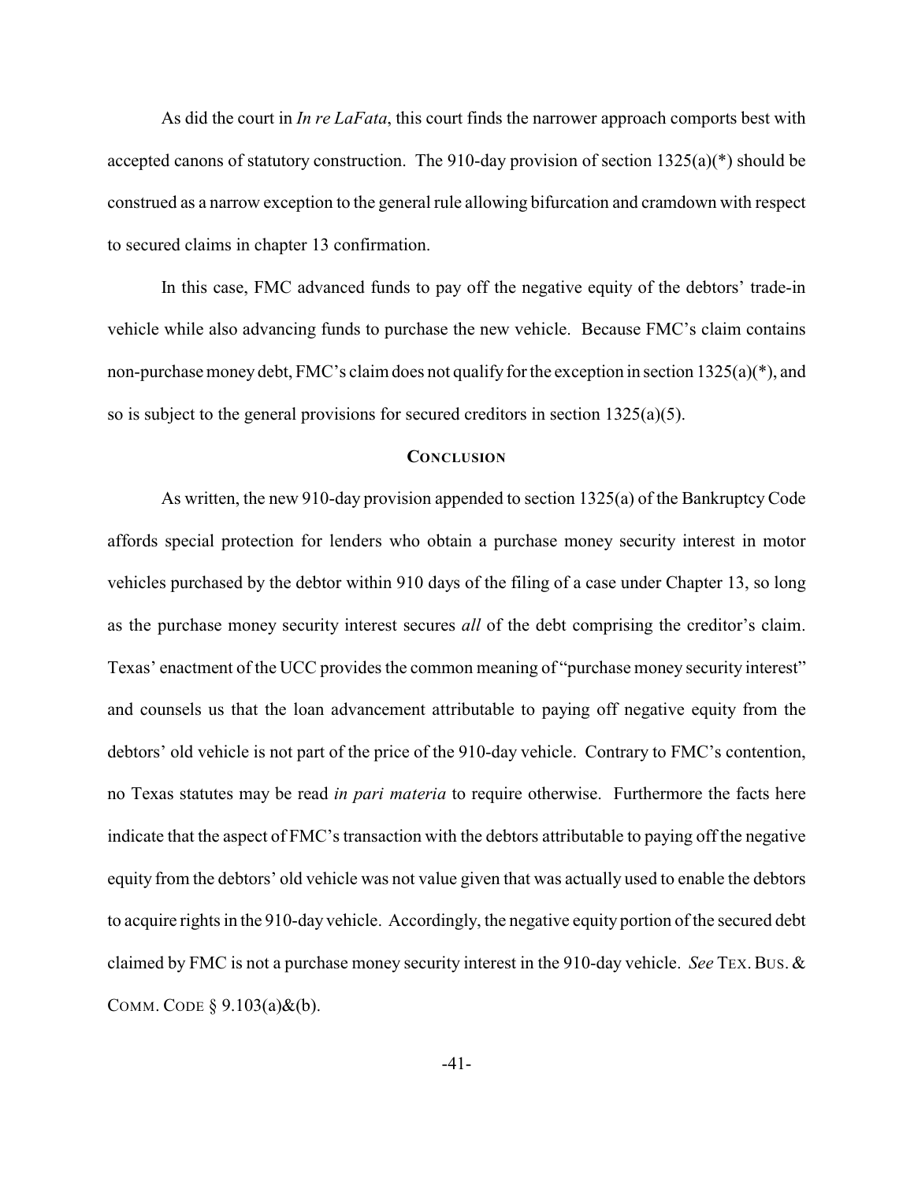As did the court in *In re LaFata*, this court finds the narrower approach comports best with accepted canons of statutory construction. The 910-day provision of section 1325(a)(*) should be construed as a narrow exception to the general rule allowing bifurcation and cramdown with respect to secured claims in chapter 13 confirmation.

In this case, FMC advanced funds to pay off the negative equity of the debtors' trade-in vehicle while also advancing funds to purchase the new vehicle. Because FMC's claim contains non-purchase money debt, FMC's claim does not qualify for the exception in section 1325(a)(*), and so is subject to the general provisions for secured creditors in section 1325(a)(5).

## CONCLUSION

As written, the new 910-day provision appended to section 1325(a) of the Bankruptcy Code affords special protection for lenders who obtain a purchase money security interest in motor vehicles purchased by the debtor within 910 days of the filing of a case under Chapter 13, so long as the purchase money security interest secures *all* of the debt comprising the creditor's claim. Texas' enactment of the UCC provides the common meaning of "purchase money security interest" and counsels us that the loan advancement attributable to paying off negative equity from the debtors' old vehicle is not part of the price of the 910-day vehicle. Contrary to FMC's contention, no Texas statutes may be read *in pari materia* to require otherwise. Furthermore the facts here indicate that the aspect of FMC's transaction with the debtors attributable to paying off the negative equity from the debtors' old vehicle was not value given that was actually used to enable the debtors to acquire rights in the 910-day vehicle. Accordingly, the negative equity portion of the secured debt claimed by FMC is not a purchase money security interest in the 910-day vehicle. *See* TEX. BUS. & COMM. CODE § 9.103(a)&(b).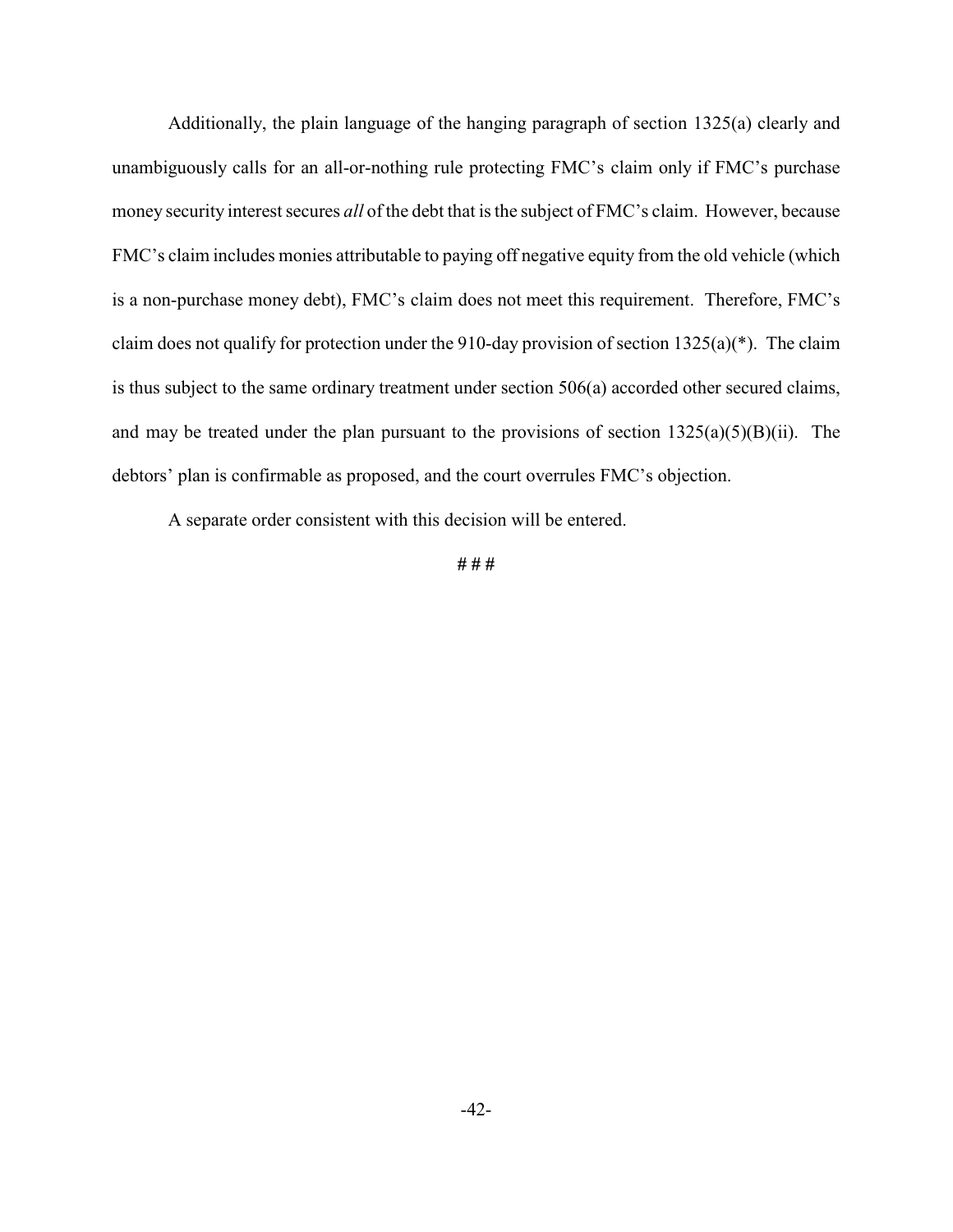Additionally, the plain language of the hanging paragraph of section 1325(a) clearly and unambiguously calls for an all-or-nothing rule protecting FMC's claim only if FMC's purchase money security interest secures *all* of the debt that is the subject of FMC's claim. However, because FMC's claim includes monies attributable to paying off negative equity from the old vehicle (which is a non-purchase money debt), FMC's claim does not meet this requirement. Therefore, FMC's claim does not qualify for protection under the 910-day provision of section 1325(a)(*). The claim is thus subject to the same ordinary treatment under section 506(a) accorded other secured claims, and may be treated under the plan pursuant to the provisions of section 1325(a)(5)(B)(ii). The debtors' plan is confirmable as proposed, and the court overrules FMC's objection.

A separate order consistent with this decision will be entered.

# # #